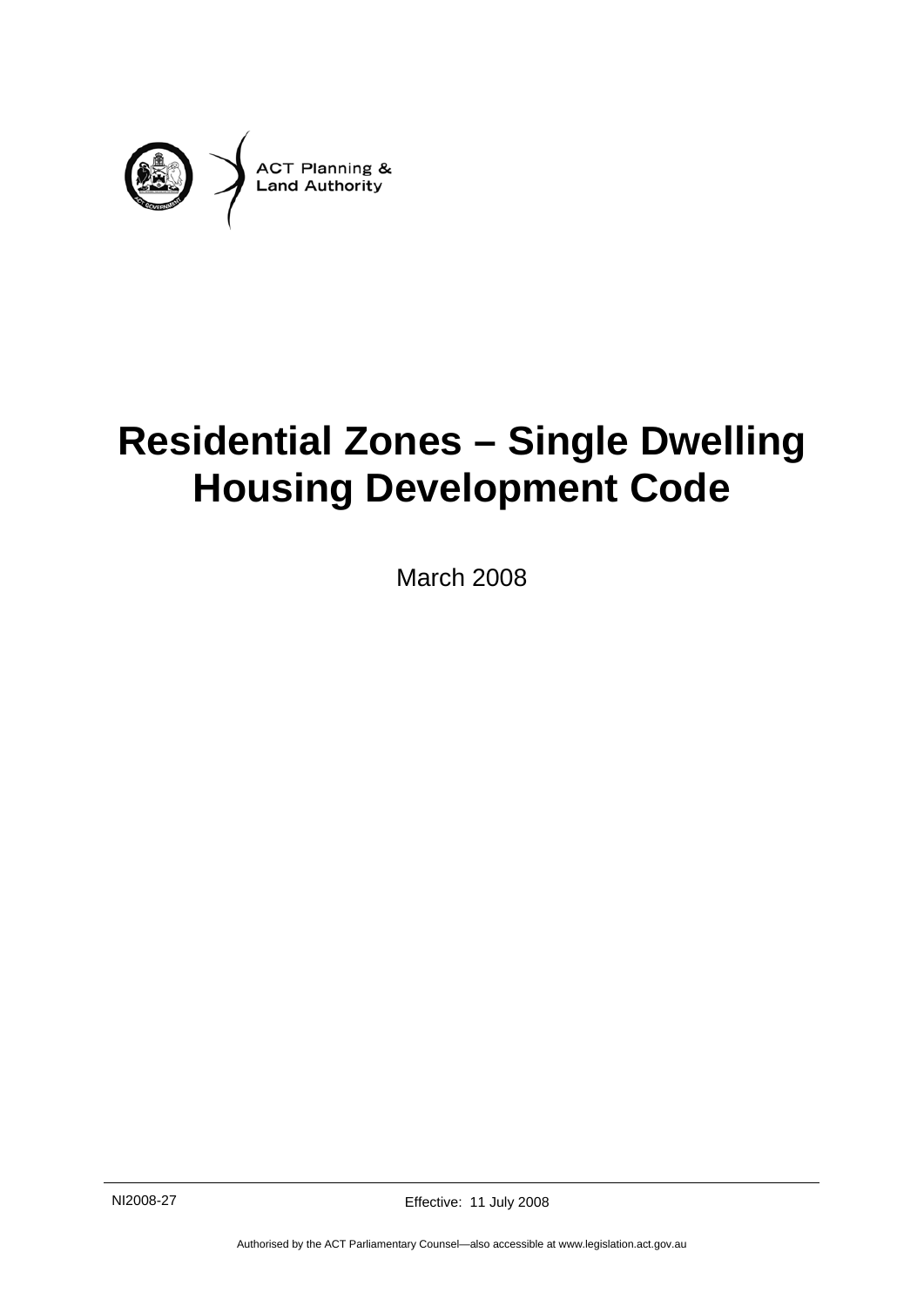ACT Planning &
Land Authority

# Residential Zones – Single Dwelling Housing Development Code

March 2008

NI2008-27

Effective: 11 July 2008

Authorised by the ACT Parliamentary Counsel—also accessible at www.legislation.act.gov.au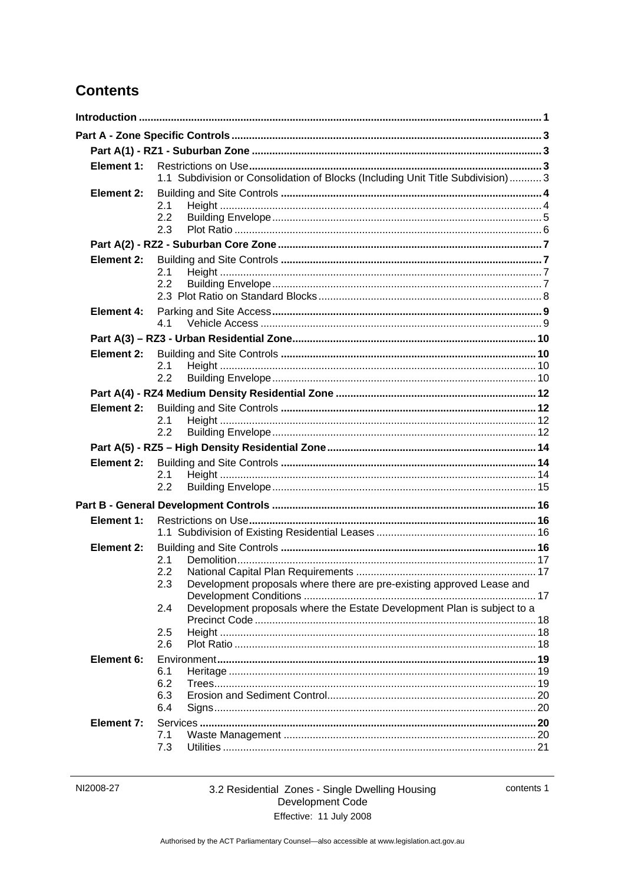# Contents

| | | |
|---|---|---|
| **Introduction** | | **1** |
| **Part A - Zone Specific Controls** | | **3** |
| **Part A(1) - RZ1 - Suburban Zone** | | **3** |
| **Element 1:** | Restrictions on Use | **3** |
| | 1.1 Subdivision or Consolidation of Blocks (Including Unit Title Subdivision) | 3 |
| **Element 2:** | Building and Site Controls | **4** |
| | 2.1 Height | 4 |
| | 2.2 Building Envelope | 5 |
| | 2.3 Plot Ratio | 6 |
| **Part A(2) - RZ2 - Suburban Core Zone** | | **7** |
| **Element 2:** | Building and Site Controls | **7** |
| | 2.1 Height | 7 |
| | 2.2 Building Envelope | 7 |
| | 2.3 Plot Ratio on Standard Blocks | 8 |
| **Element 4:** | Parking and Site Access | **9** |
| | 4.1 Vehicle Access | 9 |
| **Part A(3) – RZ3 - Urban Residential Zone** | | **10** |
| **Element 2:** | Building and Site Controls | **10** |
| | 2.1 Height | 10 |
| | 2.2 Building Envelope | 10 |
| **Part A(4) - RZ4 Medium Density Residential Zone** | | **12** |
| **Element 2:** | Building and Site Controls | **12** |
| | 2.1 Height | 12 |
| | 2.2 Building Envelope | 12 |
| **Part A(5) - RZ5 – High Density Residential Zone** | | **14** |
| **Element 2:** | Building and Site Controls | **14** |
| | 2.1 Height | 14 |
| | 2.2 Building Envelope | 15 |
| **Part B - General Development Controls** | | **16** |
| **Element 1:** | Restrictions on Use | **16** |
| | 1.1 Subdivision of Existing Residential Leases | 16 |
| **Element 2:** | Building and Site Controls | **16** |
| | 2.1 Demolition | 17 |
| | 2.2 National Capital Plan Requirements | 17 |
| | 2.3 Development proposals where there are pre-existing approved Lease and Development Conditions | 17 |
| | 2.4 Development proposals where the Estate Development Plan is subject to a Precinct Code | 18 |
| | 2.5 Height | 18 |
| | 2.6 Plot Ratio | 18 |
| **Element 6:** | Environment | **19** |
| | 6.1 Heritage | 19 |
| | 6.2 Trees | 19 |
| | 6.3 Erosion and Sediment Control | 20 |
| | 6.4 Signs | 20 |
| **Element 7:** | Services | **20** |
| | 7.1 Waste Management | 20 |
| | 7.3 Utilities | 21 |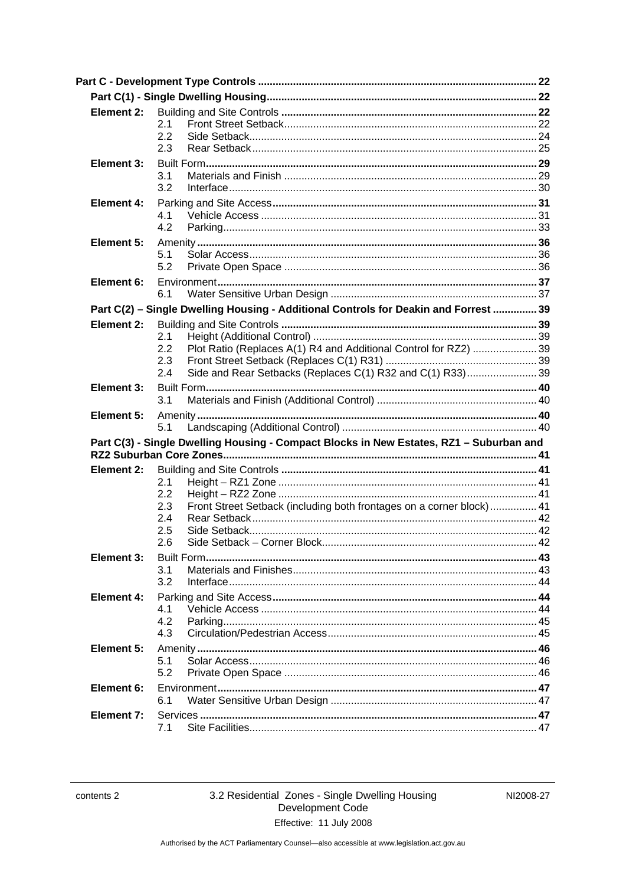**Part C - Development Type Controls** .... 22

**Part C(1) - Single Dwelling Housing** .... 22

| | | | |
|---|---|---|---|
| **Element 2:** | Building and Site Controls | | **22** |
| | 2.1 | Front Street Setback | 22 |
| | 2.2 | Side Setback | 24 |
| | 2.3 | Rear Setback | 25 |
| **Element 3:** | Built Form | | **29** |
| | 3.1 | Materials and Finish | 29 |
| | 3.2 | Interface | 30 |
| **Element 4:** | Parking and Site Access | | **31** |
| | 4.1 | Vehicle Access | 31 |
| | 4.2 | Parking | 33 |
| **Element 5:** | Amenity | | **36** |
| | 5.1 | Solar Access | 36 |
| | 5.2 | Private Open Space | 36 |
| **Element 6:** | Environment | | **37** |
| | 6.1 | Water Sensitive Urban Design | 37 |

**Part C(2) – Single Dwelling Housing - Additional Controls for Deakin and Forrest** .... 39

| | | | |
|---|---|---|---|
| **Element 2:** | Building and Site Controls | | **39** |
| | 2.1 | Height (Additional Control) | 39 |
| | 2.2 | Plot Ratio (Replaces A(1) R4 and Additional Control for RZ2) | 39 |
| | 2.3 | Front Street Setback (Replaces C(1) R31) | 39 |
| | 2.4 | Side and Rear Setbacks (Replaces C(1) R32 and C(1) R33) | 39 |
| **Element 3:** | Built Form | | **40** |
| | 3.1 | Materials and Finish (Additional Control) | 40 |
| **Element 5:** | Amenity | | **40** |
| | 5.1 | Landscaping (Additional Control) | 40 |

**Part C(3) - Single Dwelling Housing - Compact Blocks in New Estates, RZ1 – Suburban and RZ2 Suburban Core Zones** .... 41

| | | | |
|---|---|---|---|
| **Element 2:** | Building and Site Controls | | **41** |
| | 2.1 | Height – RZ1 Zone | 41 |
| | 2.2 | Height – RZ2 Zone | 41 |
| | 2.3 | Front Street Setback (including both frontages on a corner block) | 41 |
| | 2.4 | Rear Setback | 42 |
| | 2.5 | Side Setback | 42 |
| | 2.6 | Side Setback – Corner Block | 42 |
| **Element 3:** | Built Form | | **43** |
| | 3.1 | Materials and Finishes | 43 |
| | 3.2 | Interface | 44 |
| **Element 4:** | Parking and Site Access | | **44** |
| | 4.1 | Vehicle Access | 44 |
| | 4.2 | Parking | 45 |
| | 4.3 | Circulation/Pedestrian Access | 45 |
| **Element 5:** | Amenity | | **46** |
| | 5.1 | Solar Access | 46 |
| | 5.2 | Private Open Space | 46 |
| **Element 6:** | Environment | | **47** |
| | 6.1 | Water Sensitive Urban Design | 47 |
| **Element 7:** | Services | | **47** |
| | 7.1 | Site Facilities | 47 |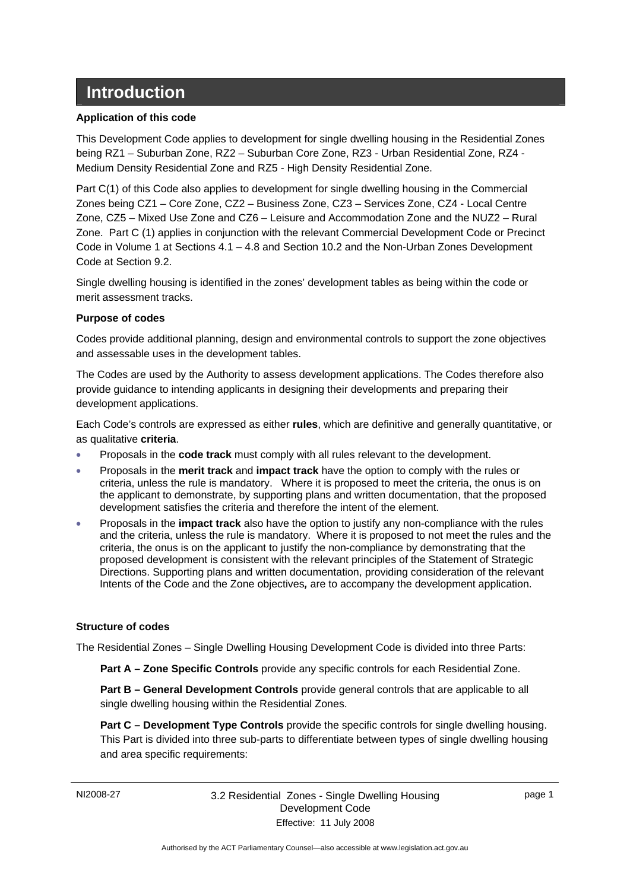# Introduction

**Application of this code**

This Development Code applies to development for single dwelling housing in the Residential Zones being RZ1 – Suburban Zone, RZ2 – Suburban Core Zone, RZ3 - Urban Residential Zone, RZ4 - Medium Density Residential Zone and RZ5 - High Density Residential Zone.

Part C(1) of this Code also applies to development for single dwelling housing in the Commercial Zones being CZ1 – Core Zone, CZ2 – Business Zone, CZ3 – Services Zone, CZ4 - Local Centre Zone, CZ5 – Mixed Use Zone and CZ6 – Leisure and Accommodation Zone and the NUZ2 – Rural Zone. Part C (1) applies in conjunction with the relevant Commercial Development Code or Precinct Code in Volume 1 at Sections 4.1 – 4.8 and Section 10.2 and the Non-Urban Zones Development Code at Section 9.2.

Single dwelling housing is identified in the zones' development tables as being within the code or merit assessment tracks.

**Purpose of codes**

Codes provide additional planning, design and environmental controls to support the zone objectives and assessable uses in the development tables.

The Codes are used by the Authority to assess development applications. The Codes therefore also provide guidance to intending applicants in designing their developments and preparing their development applications.

Each Code's controls are expressed as either **rules**, which are definitive and generally quantitative, or as qualitative **criteria**.

- Proposals in the **code track** must comply with all rules relevant to the development.
- Proposals in the **merit track** and **impact track** have the option to comply with the rules or criteria, unless the rule is mandatory. Where it is proposed to meet the criteria, the onus is on the applicant to demonstrate, by supporting plans and written documentation, that the proposed development satisfies the criteria and therefore the intent of the element.
- Proposals in the **impact track** also have the option to justify any non-compliance with the rules and the criteria, unless the rule is mandatory. Where it is proposed to not meet the rules and the criteria, the onus is on the applicant to justify the non-compliance by demonstrating that the proposed development is consistent with the relevant principles of the Statement of Strategic Directions. Supporting plans and written documentation, providing consideration of the relevant Intents of the Code and the Zone objectives*,* are to accompany the development application.

**Structure of codes**

The Residential Zones – Single Dwelling Housing Development Code is divided into three Parts:

**Part A – Zone Specific Controls** provide any specific controls for each Residential Zone.

**Part B – General Development Controls** provide general controls that are applicable to all single dwelling housing within the Residential Zones.

**Part C – Development Type Controls** provide the specific controls for single dwelling housing. This Part is divided into three sub-parts to differentiate between types of single dwelling housing and area specific requirements: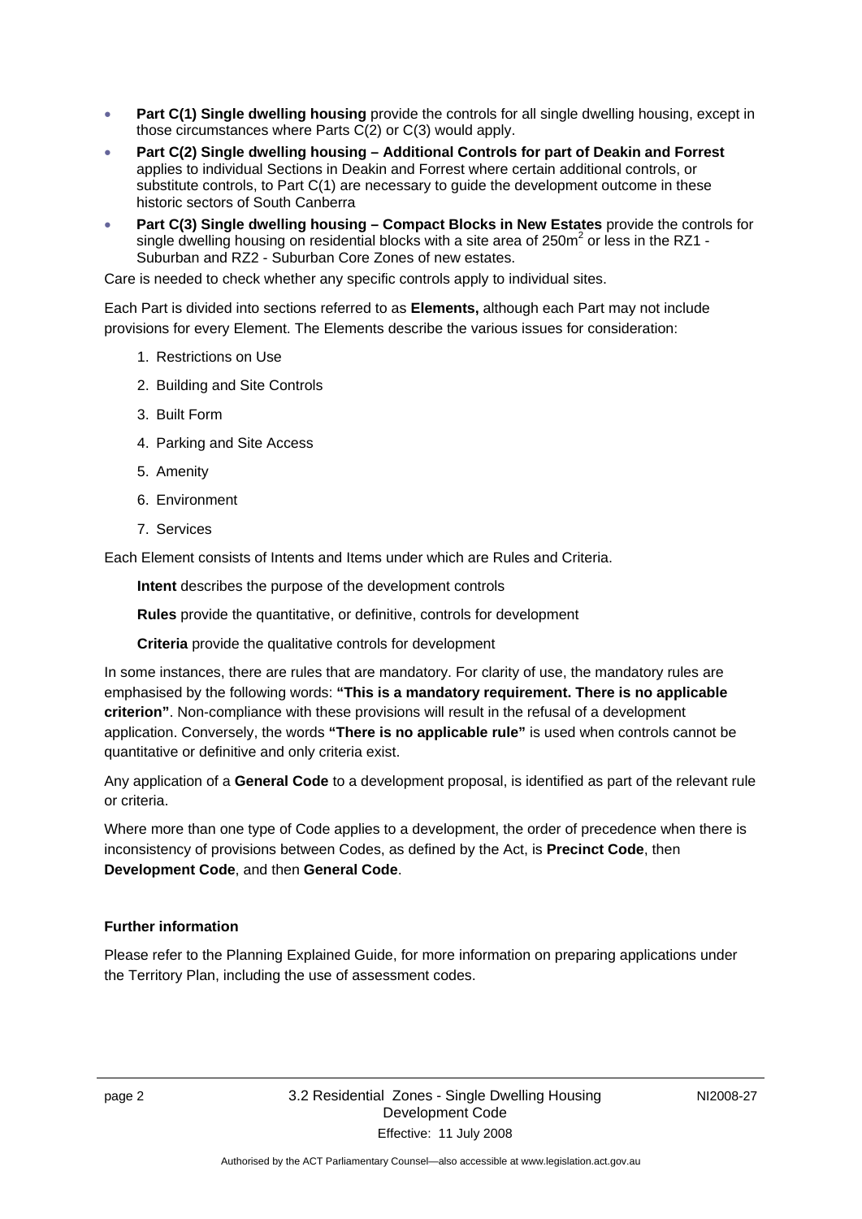- **Part C(1) Single dwelling housing** provide the controls for all single dwelling housing, except in those circumstances where Parts C(2) or C(3) would apply.
- **Part C(2) Single dwelling housing – Additional Controls for part of Deakin and Forrest** applies to individual Sections in Deakin and Forrest where certain additional controls, or substitute controls, to Part C(1) are necessary to guide the development outcome in these historic sectors of South Canberra
- **Part C(3) Single dwelling housing – Compact Blocks in New Estates** provide the controls for single dwelling housing on residential blocks with a site area of 250m$^2$ or less in the RZ1 - Suburban and RZ2 - Suburban Core Zones of new estates.

Care is needed to check whether any specific controls apply to individual sites.

Each Part is divided into sections referred to as **Elements,** although each Part may not include provisions for every Element. The Elements describe the various issues for consideration:

1. Restrictions on Use
2. Building and Site Controls
3. Built Form
4. Parking and Site Access
5. Amenity
6. Environment
7. Services

Each Element consists of Intents and Items under which are Rules and Criteria.

**Intent** describes the purpose of the development controls

**Rules** provide the quantitative, or definitive, controls for development

**Criteria** provide the qualitative controls for development

In some instances, there are rules that are mandatory. For clarity of use, the mandatory rules are emphasised by the following words: **"This is a mandatory requirement. There is no applicable criterion"**. Non-compliance with these provisions will result in the refusal of a development application. Conversely, the words **"There is no applicable rule"** is used when controls cannot be quantitative or definitive and only criteria exist.

Any application of a **General Code** to a development proposal, is identified as part of the relevant rule or criteria.

Where more than one type of Code applies to a development, the order of precedence when there is inconsistency of provisions between Codes, as defined by the Act, is **Precinct Code**, then **Development Code**, and then **General Code**.

**Further information**

Please refer to the Planning Explained Guide, for more information on preparing applications under the Territory Plan, including the use of assessment codes.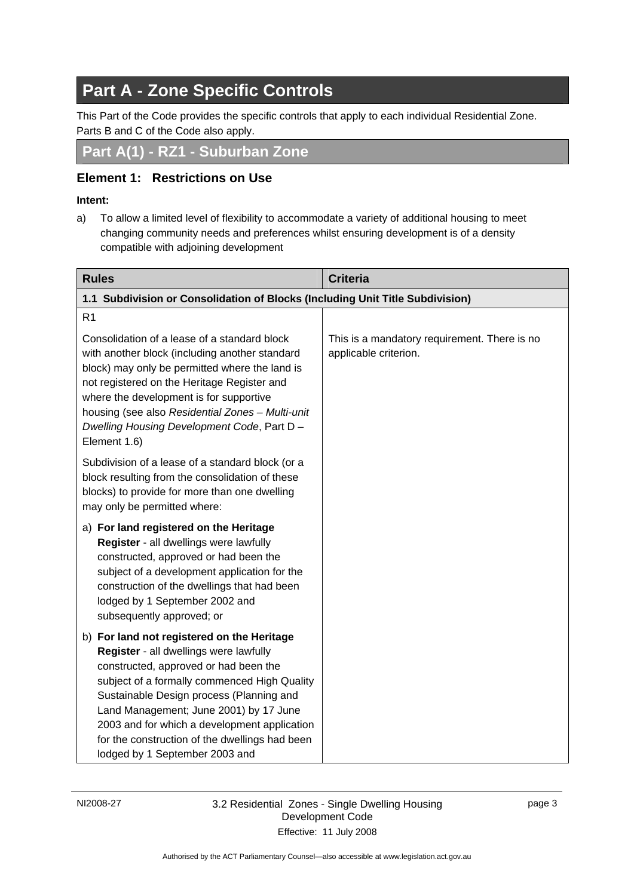# Part A - Zone Specific Controls

This Part of the Code provides the specific controls that apply to each individual Residential Zone. Parts B and C of the Code also apply.

## Part A(1) - RZ1 - Suburban Zone

### Element 1: Restrictions on Use

**Intent:**

a) To allow a limited level of flexibility to accommodate a variety of additional housing to meet changing community needs and preferences whilst ensuring development is of a density compatible with adjoining development

| Rules | Criteria |
|---|---|
| **1.1 Subdivision or Consolidation of Blocks (Including Unit Title Subdivision)** | |
| R1<br><br>Consolidation of a lease of a standard block with another block (including another standard block) may only be permitted where the land is not registered on the Heritage Register and where the development is for supportive housing (see also *Residential Zones – Multi-unit Dwelling Housing Development Code*, Part D – Element 1.6)<br><br>Subdivision of a lease of a standard block (or a block resulting from the consolidation of these blocks) to provide for more than one dwelling may only be permitted where:<br><br>a) **For land registered on the Heritage Register** - all dwellings were lawfully constructed, approved or had been the subject of a development application for the construction of the dwellings that had been lodged by 1 September 2002 and subsequently approved; or<br><br>b) **For land not registered on the Heritage Register** - all dwellings were lawfully constructed, approved or had been the subject of a formally commenced High Quality Sustainable Design process (Planning and Land Management; June 2001) by 17 June 2003 and for which a development application for the construction of the dwellings had been lodged by 1 September 2003 and | This is a mandatory requirement. There is no applicable criterion. |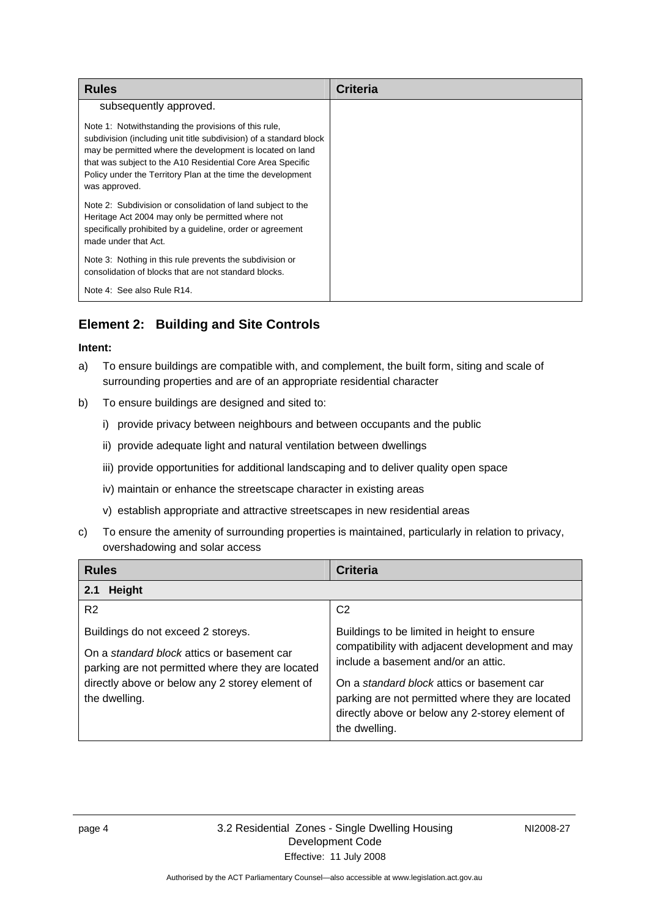| Rules | Criteria |
|---|---|
| subsequently approved.<br><br>Note 1: Notwithstanding the provisions of this rule, subdivision (including unit title subdivision) of a standard block may be permitted where the development is located on land that was subject to the A10 Residential Core Area Specific Policy under the Territory Plan at the time the development was approved.<br><br>Note 2: Subdivision or consolidation of land subject to the Heritage Act 2004 may only be permitted where not specifically prohibited by a guideline, order or agreement made under that Act.<br><br>Note 3: Nothing in this rule prevents the subdivision or consolidation of blocks that are not standard blocks.<br><br>Note 4: See also Rule R14. | |

## Element 2: Building and Site Controls

**Intent:**

a) To ensure buildings are compatible with, and complement, the built form, siting and scale of surrounding properties and are of an appropriate residential character

b) To ensure buildings are designed and sited to:

   i) provide privacy between neighbours and between occupants and the public

   ii) provide adequate light and natural ventilation between dwellings

   iii) provide opportunities for additional landscaping and to deliver quality open space

   iv) maintain or enhance the streetscape character in existing areas

   v) establish appropriate and attractive streetscapes in new residential areas

c) To ensure the amenity of surrounding properties is maintained, particularly in relation to privacy, overshadowing and solar access

| Rules | Criteria |
|---|---|
| **2.1 Height** | |
| R2<br><br>Buildings do not exceed 2 storeys.<br><br>On a *standard block* attics or basement car parking are not permitted where they are located directly above or below any 2 storey element of the dwelling. | C2<br><br>Buildings to be limited in height to ensure compatibility with adjacent development and may include a basement and/or an attic.<br><br>On a *standard block* attics or basement car parking are not permitted where they are located directly above or below any 2-storey element of the dwelling. |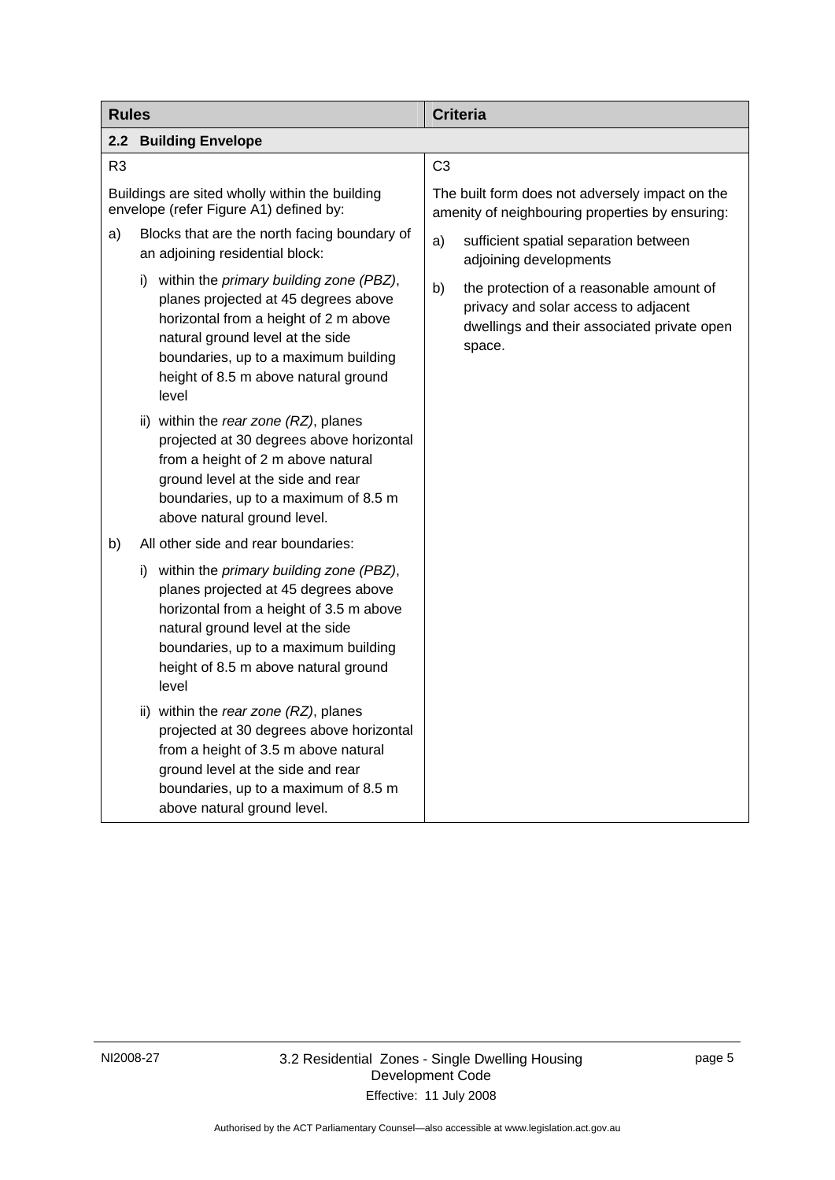| Rules | Criteria |
|---|---|
| **2.2 Building Envelope** | |
| R3<br><br>Buildings are sited wholly within the building envelope (refer Figure A1) defined by:<br><br>a) Blocks that are the north facing boundary of an adjoining residential block:<br><br>i) within the *primary building zone (PBZ)*, planes projected at 45 degrees above horizontal from a height of 2 m above natural ground level at the side boundaries, up to a maximum building height of 8.5 m above natural ground level<br><br>ii) within the *rear zone (RZ)*, planes projected at 30 degrees above horizontal from a height of 2 m above natural ground level at the side and rear boundaries, up to a maximum of 8.5 m above natural ground level.<br><br>b) All other side and rear boundaries:<br><br>i) within the *primary building zone (PBZ)*, planes projected at 45 degrees above horizontal from a height of 3.5 m above natural ground level at the side boundaries, up to a maximum building height of 8.5 m above natural ground level<br><br>ii) within the *rear zone (RZ)*, planes projected at 30 degrees above horizontal from a height of 3.5 m above natural ground level at the side and rear boundaries, up to a maximum of 8.5 m above natural ground level. | C3<br><br>The built form does not adversely impact on the amenity of neighbouring properties by ensuring:<br><br>a) sufficient spatial separation between adjoining developments<br><br>b) the protection of a reasonable amount of privacy and solar access to adjacent dwellings and their associated private open space. |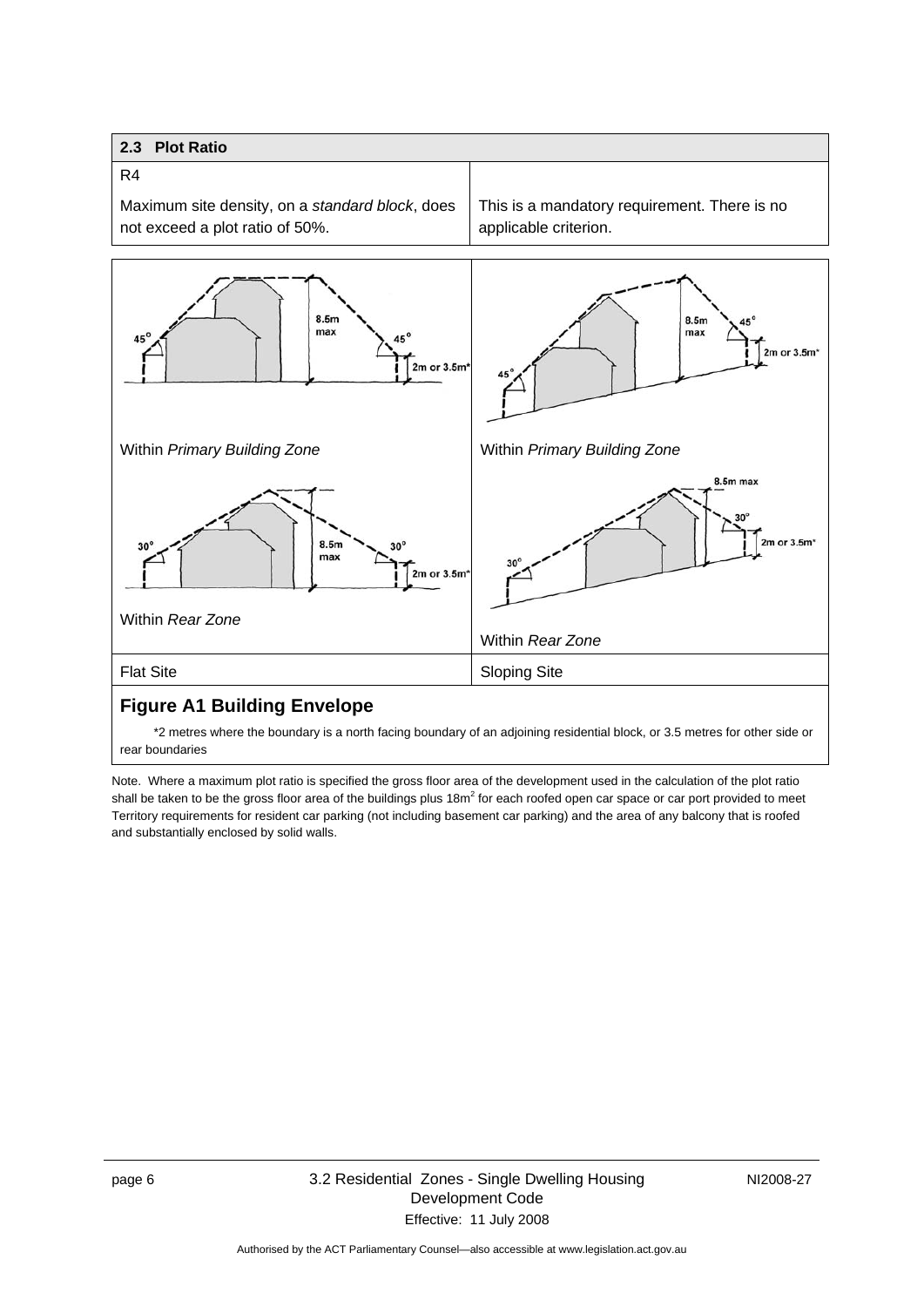| 2.3 Plot Ratio | |
|---|---|
| R4 | |
| Maximum site density, on a *standard block*, does not exceed a plot ratio of 50%. | This is a mandatory requirement. There is no applicable criterion. |

| | |
|---|---|
| Within *Primary Building Zone* | Within *Primary Building Zone* |
| Within *Rear Zone* | Within *Rear Zone* |
| Flat Site | Sloping Site |

## Figure A1 Building Envelope

*2 metres where the boundary is a north facing boundary of an adjoining residential block, or 3.5 metres for other side or rear boundaries

Note. Where a maximum plot ratio is specified the gross floor area of the development used in the calculation of the plot ratio shall be taken to be the gross floor area of the buildings plus $18m^2$ for each roofed open car space or car port provided to meet Territory requirements for resident car parking (not including basement car parking) and the area of any balcony that is roofed and substantially enclosed by solid walls.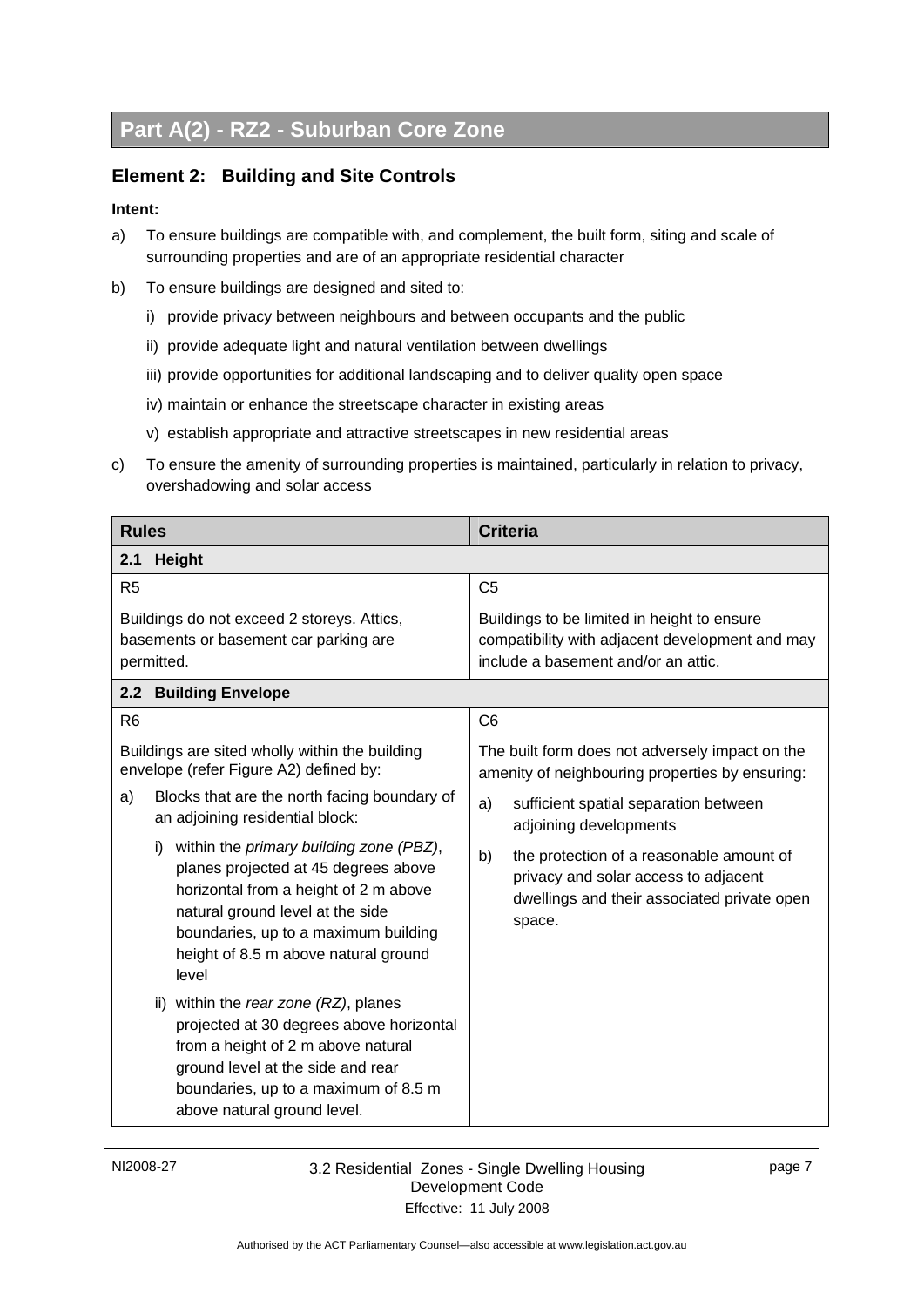# Part A(2) - RZ2 - Suburban Core Zone

## Element 2: Building and Site Controls

**Intent:**

a) To ensure buildings are compatible with, and complement, the built form, siting and scale of surrounding properties and are of an appropriate residential character

b) To ensure buildings are designed and sited to:

   i) provide privacy between neighbours and between occupants and the public

   ii) provide adequate light and natural ventilation between dwellings

   iii) provide opportunities for additional landscaping and to deliver quality open space

   iv) maintain or enhance the streetscape character in existing areas

   v) establish appropriate and attractive streetscapes in new residential areas

c) To ensure the amenity of surrounding properties is maintained, particularly in relation to privacy, overshadowing and solar access

| Rules | Criteria |
|---|---|
| **2.1 Height** | |
| R5<br><br>Buildings do not exceed 2 storeys. Attics, basements or basement car parking are permitted. | C5<br><br>Buildings to be limited in height to ensure compatibility with adjacent development and may include a basement and/or an attic. |
| **2.2 Building Envelope** | |
| R6<br><br>Buildings are sited wholly within the building envelope (refer Figure A2) defined by:<br><br>a) Blocks that are the north facing boundary of an adjoining residential block:<br><br>i) within the *primary building zone (PBZ)*, planes projected at 45 degrees above horizontal from a height of 2 m above natural ground level at the side boundaries, up to a maximum building height of 8.5 m above natural ground level<br><br>ii) within the *rear zone (RZ)*, planes projected at 30 degrees above horizontal from a height of 2 m above natural ground level at the side and rear boundaries, up to a maximum of 8.5 m above natural ground level. | C6<br><br>The built form does not adversely impact on the amenity of neighbouring properties by ensuring:<br><br>a) sufficient spatial separation between adjoining developments<br><br>b) the protection of a reasonable amount of privacy and solar access to adjacent dwellings and their associated private open space. |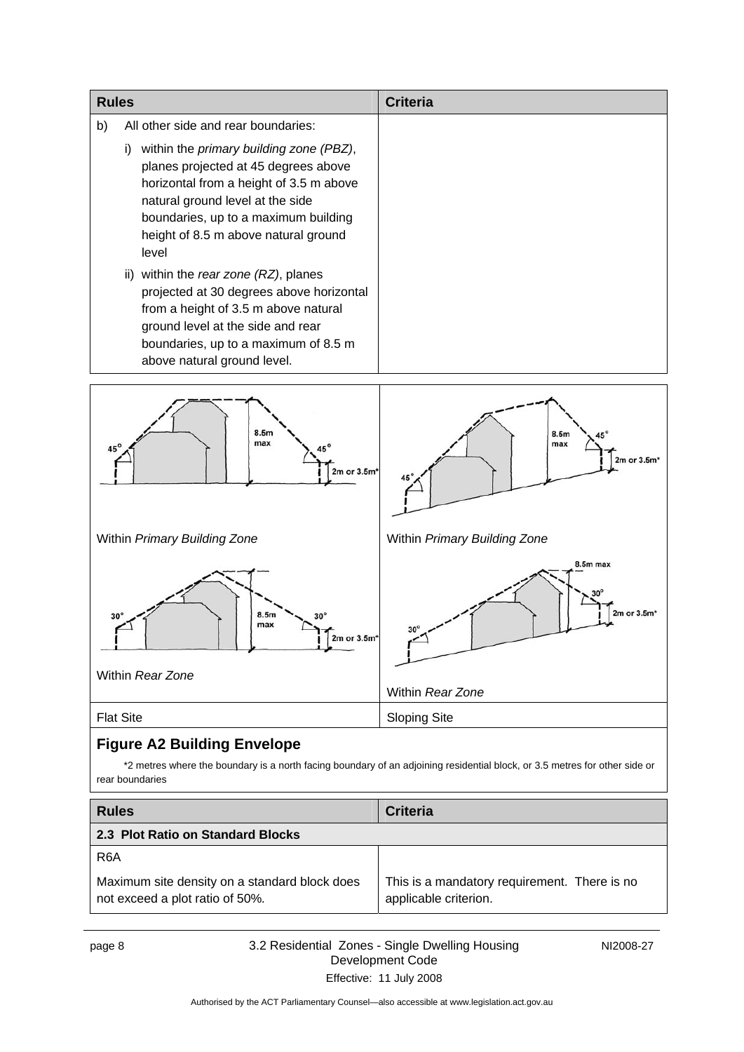| Rules | Criteria |
| --- | --- |
| b) All other side and rear boundaries: | |
| i) within the *primary building zone (PBZ)*, planes projected at 45 degrees above horizontal from a height of 3.5 m above natural ground level at the side boundaries, up to a maximum building height of 8.5 m above natural ground level | |
| ii) within the *rear zone (RZ)*, planes projected at 30 degrees above horizontal from a height of 3.5 m above natural ground level at the side and rear boundaries, up to a maximum of 8.5 m above natural ground level. | |

| | |
| --- | --- |
| Within *Primary Building Zone* | Within *Primary Building Zone* |
| Within *Rear Zone* | Within *Rear Zone* |
| Flat Site | Sloping Site |

## Figure A2 Building Envelope

*2 metres where the boundary is a north facing boundary of an adjoining residential block, or 3.5 metres for other side or rear boundaries

| Rules | Criteria |
| --- | --- |
| **2.3 Plot Ratio on Standard Blocks** | |
| R6A | |
| Maximum site density on a standard block does not exceed a plot ratio of 50%. | This is a mandatory requirement. There is no applicable criterion. |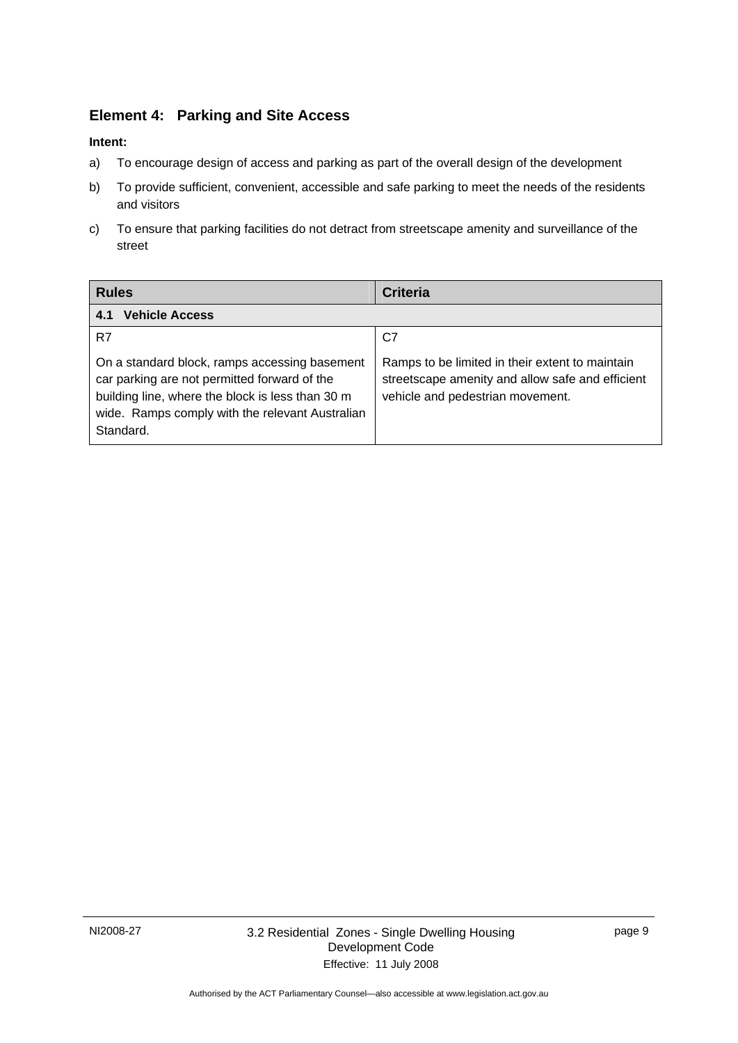## Element 4: Parking and Site Access

**Intent:**

a) To encourage design of access and parking as part of the overall design of the development

b) To provide sufficient, convenient, accessible and safe parking to meet the needs of the residents and visitors

c) To ensure that parking facilities do not detract from streetscape amenity and surveillance of the street

| Rules | Criteria |
| --- | --- |
| **4.1 Vehicle Access** | |
| R7<br><br>On a standard block, ramps accessing basement car parking are not permitted forward of the building line, where the block is less than 30 m wide. Ramps comply with the relevant Australian Standard. | C7<br><br>Ramps to be limited in their extent to maintain streetscape amenity and allow safe and efficient vehicle and pedestrian movement. |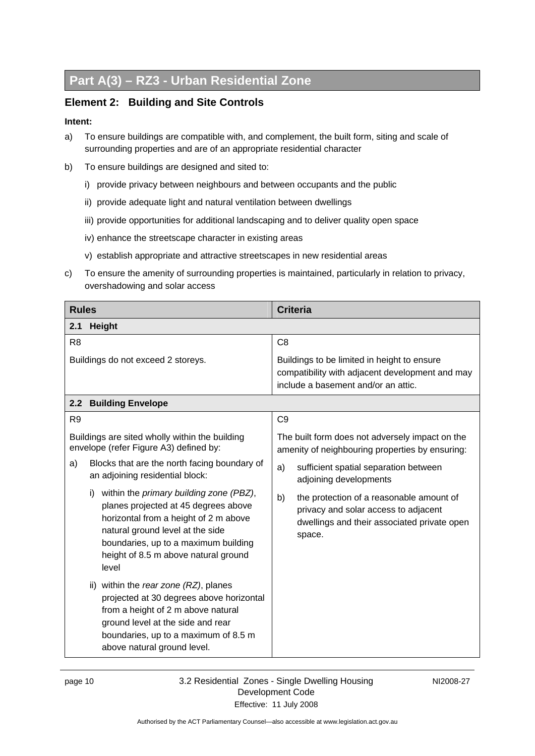## Part A(3) – RZ3 - Urban Residential Zone

### Element 2: Building and Site Controls

**Intent:**

a) To ensure buildings are compatible with, and complement, the built form, siting and scale of surrounding properties and are of an appropriate residential character

b) To ensure buildings are designed and sited to:

   i) provide privacy between neighbours and between occupants and the public

   ii) provide adequate light and natural ventilation between dwellings

   iii) provide opportunities for additional landscaping and to deliver quality open space

   iv) enhance the streetscape character in existing areas

   v) establish appropriate and attractive streetscapes in new residential areas

c) To ensure the amenity of surrounding properties is maintained, particularly in relation to privacy, overshadowing and solar access

| Rules | Criteria |
|---|---|
| **2.1 Height** | |
| R8<br><br>Buildings do not exceed 2 storeys. | C8<br><br>Buildings to be limited in height to ensure compatibility with adjacent development and may include a basement and/or an attic. |
| **2.2 Building Envelope** | |
| R9<br><br>Buildings are sited wholly within the building envelope (refer Figure A3) defined by:<br><br>a) Blocks that are the north facing boundary of an adjoining residential block:<br><br>i) within the *primary building zone (PBZ)*, planes projected at 45 degrees above horizontal from a height of 2 m above natural ground level at the side boundaries, up to a maximum building height of 8.5 m above natural ground level<br><br>ii) within the *rear zone (RZ)*, planes projected at 30 degrees above horizontal from a height of 2 m above natural ground level at the side and rear boundaries, up to a maximum of 8.5 m above natural ground level. | C9<br><br>The built form does not adversely impact on the amenity of neighbouring properties by ensuring:<br><br>a) sufficient spatial separation between adjoining developments<br><br>b) the protection of a reasonable amount of privacy and solar access to adjacent dwellings and their associated private open space. |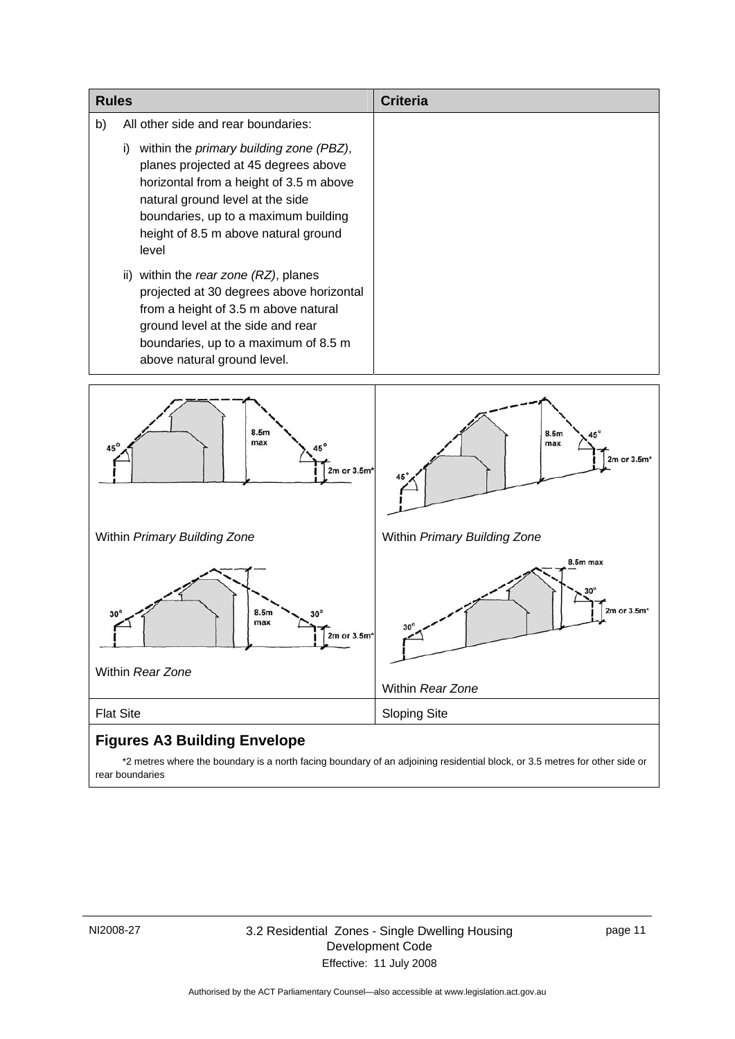| Rules | Criteria |
|---|---|
| b) All other side and rear boundaries:<br><br>i) within the *primary building zone (PBZ)*, planes projected at 45 degrees above horizontal from a height of 3.5 m above natural ground level at the side boundaries, up to a maximum building height of 8.5 m above natural ground level<br><br>ii) within the *rear zone (RZ)*, planes projected at 30 degrees above horizontal from a height of 3.5 m above natural ground level at the side and rear boundaries, up to a maximum of 8.5 m above natural ground level. | |

| | |
|---|---|
| Within *Primary Building Zone* | Within *Primary Building Zone* |
| Within *Rear Zone* | Within *Rear Zone* |
| Flat Site | Sloping Site |

**Figures A3 Building Envelope**

*2 metres where the boundary is a north facing boundary of an adjoining residential block, or 3.5 metres for other side or rear boundaries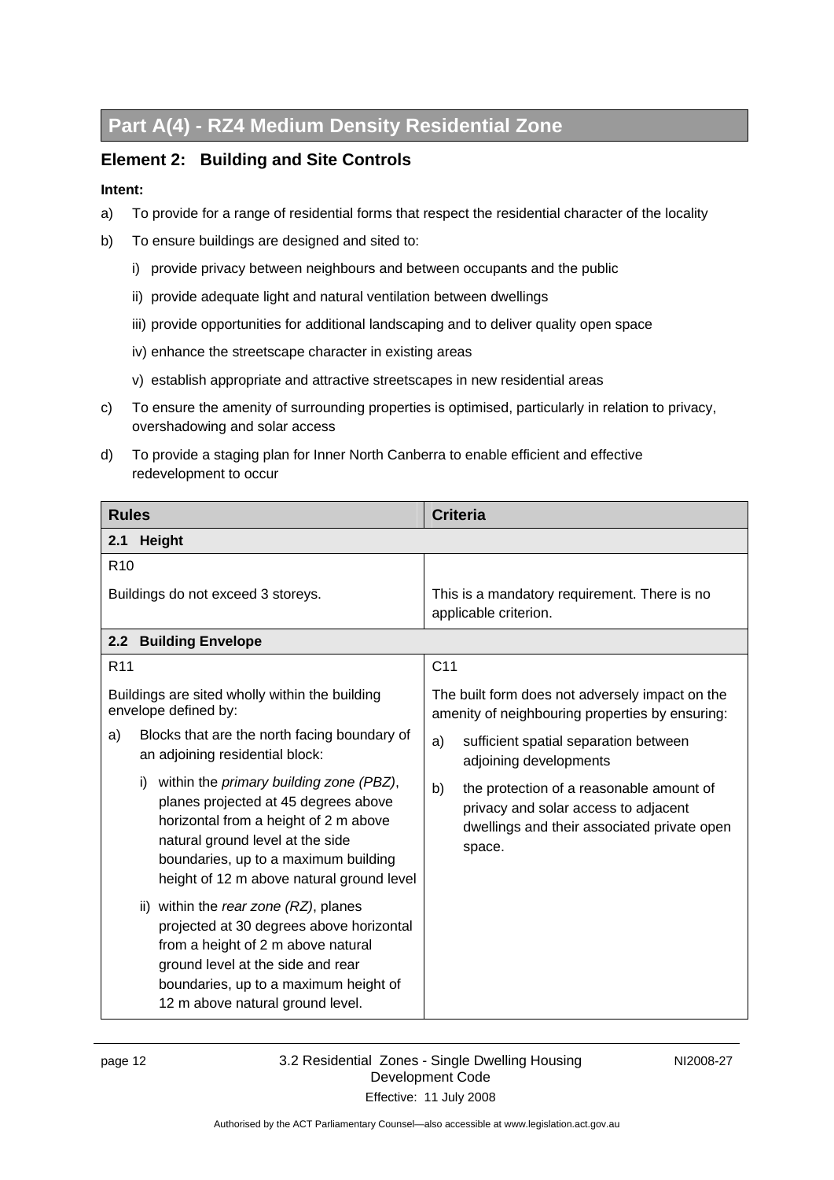# Part A(4) - RZ4 Medium Density Residential Zone

## Element 2: Building and Site Controls

**Intent:**

a) To provide for a range of residential forms that respect the residential character of the locality

b) To ensure buildings are designed and sited to:

   i) provide privacy between neighbours and between occupants and the public

   ii) provide adequate light and natural ventilation between dwellings

   iii) provide opportunities for additional landscaping and to deliver quality open space

   iv) enhance the streetscape character in existing areas

   v) establish appropriate and attractive streetscapes in new residential areas

c) To ensure the amenity of surrounding properties is optimised, particularly in relation to privacy, overshadowing and solar access

d) To provide a staging plan for Inner North Canberra to enable efficient and effective redevelopment to occur

| Rules | Criteria |
|---|---|
| **2.1 Height** | |
| R10<br><br>Buildings do not exceed 3 storeys. | This is a mandatory requirement. There is no applicable criterion. |
| **2.2 Building Envelope** | |
| R11<br><br>Buildings are sited wholly within the building envelope defined by:<br><br>a) Blocks that are the north facing boundary of an adjoining residential block:<br><br>i) within the *primary building zone (PBZ)*, planes projected at 45 degrees above horizontal from a height of 2 m above natural ground level at the side boundaries, up to a maximum building height of 12 m above natural ground level<br><br>ii) within the *rear zone (RZ)*, planes projected at 30 degrees above horizontal from a height of 2 m above natural ground level at the side and rear boundaries, up to a maximum height of 12 m above natural ground level. | C11<br><br>The built form does not adversely impact on the amenity of neighbouring properties by ensuring:<br><br>a) sufficient spatial separation between adjoining developments<br><br>b) the protection of a reasonable amount of privacy and solar access to adjacent dwellings and their associated private open space. |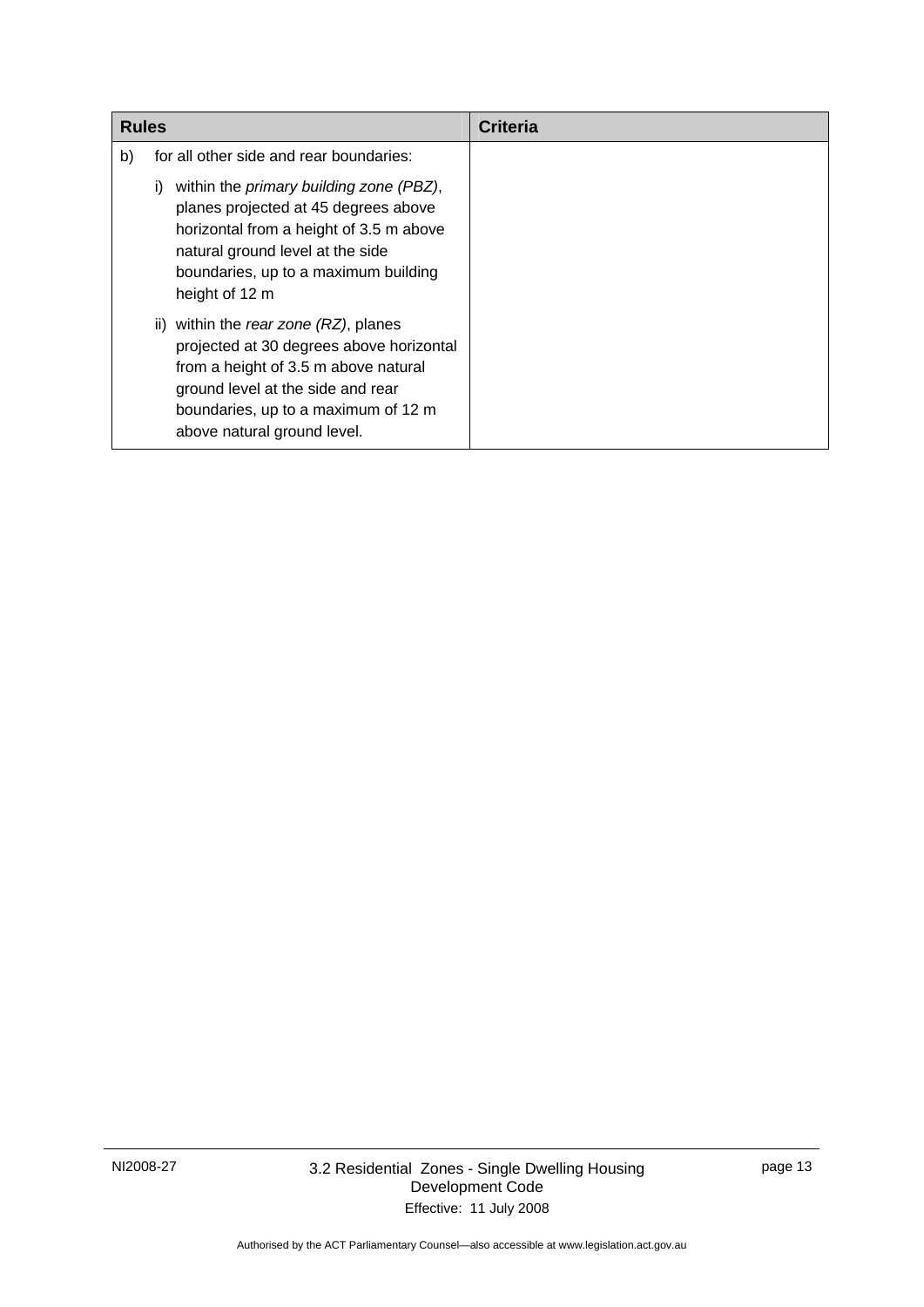| Rules | Criteria |
|---|---|
| b) for all other side and rear boundaries:<br><br>i) within the *primary building zone (PBZ)*, planes projected at 45 degrees above horizontal from a height of 3.5 m above natural ground level at the side boundaries, up to a maximum building height of 12 m<br><br>ii) within the *rear zone (RZ)*, planes projected at 30 degrees above horizontal from a height of 3.5 m above natural ground level at the side and rear boundaries, up to a maximum of 12 m above natural ground level. | |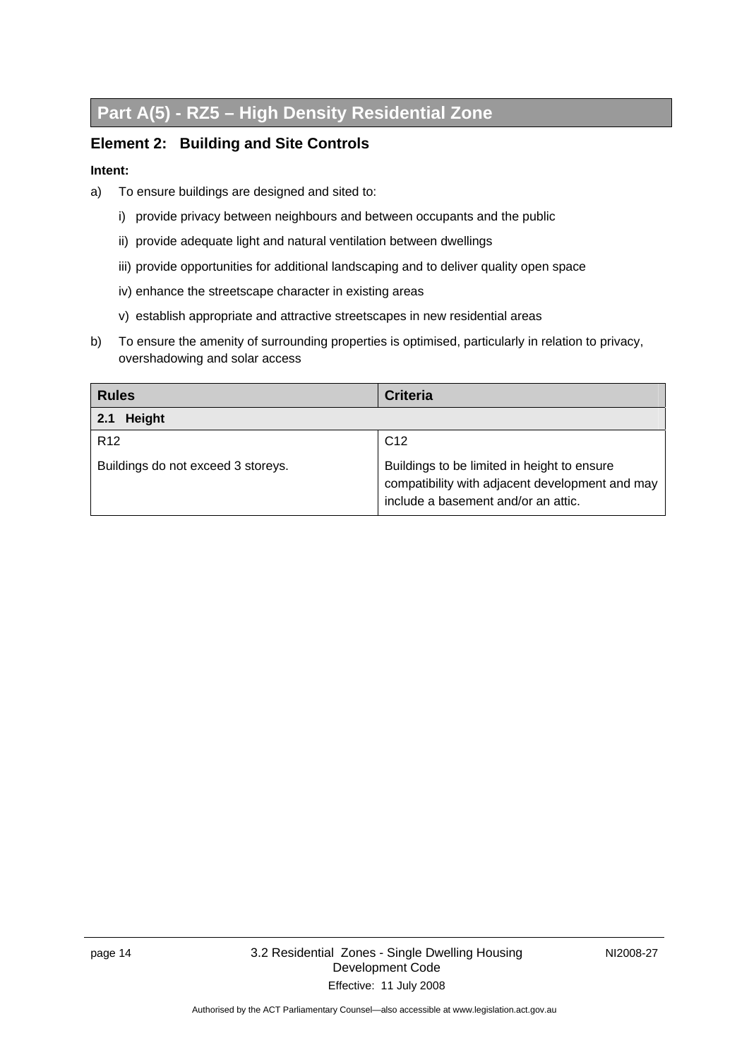## Part A(5) - RZ5 – High Density Residential Zone

### Element 2: Building and Site Controls

**Intent:**

a) To ensure buildings are designed and sited to:

   i) provide privacy between neighbours and between occupants and the public

   ii) provide adequate light and natural ventilation between dwellings

   iii) provide opportunities for additional landscaping and to deliver quality open space

   iv) enhance the streetscape character in existing areas

   v) establish appropriate and attractive streetscapes in new residential areas

b) To ensure the amenity of surrounding properties is optimised, particularly in relation to privacy, overshadowing and solar access

| Rules | Criteria |
|---|---|
| **2.1 Height** | |
| R12<br><br>Buildings do not exceed 3 storeys. | C12<br><br>Buildings to be limited in height to ensure compatibility with adjacent development and may include a basement and/or an attic. |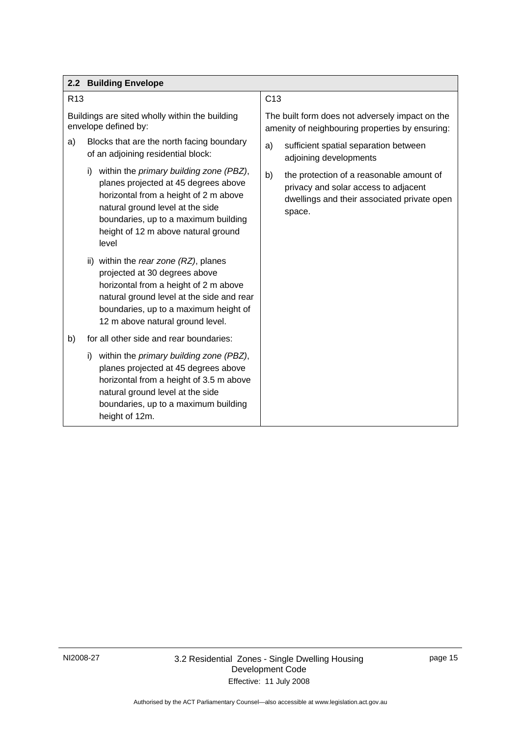| 2.2 Building Envelope | |
|---|---|
| R13<br><br>Buildings are sited wholly within the building envelope defined by:<br><br>a) Blocks that are the north facing boundary of an adjoining residential block:<br><br>i) within the *primary building zone (PBZ)*, planes projected at 45 degrees above horizontal from a height of 2 m above natural ground level at the side boundaries, up to a maximum building height of 12 m above natural ground level<br><br>ii) within the *rear zone (RZ)*, planes projected at 30 degrees above horizontal from a height of 2 m above natural ground level at the side and rear boundaries, up to a maximum height of 12 m above natural ground level.<br><br>b) for all other side and rear boundaries:<br><br>i) within the *primary building zone (PBZ)*, planes projected at 45 degrees above horizontal from a height of 3.5 m above natural ground level at the side boundaries, up to a maximum building height of 12m. | C13<br><br>The built form does not adversely impact on the amenity of neighbouring properties by ensuring:<br><br>a) sufficient spatial separation between adjoining developments<br><br>b) the protection of a reasonable amount of privacy and solar access to adjacent dwellings and their associated private open space. |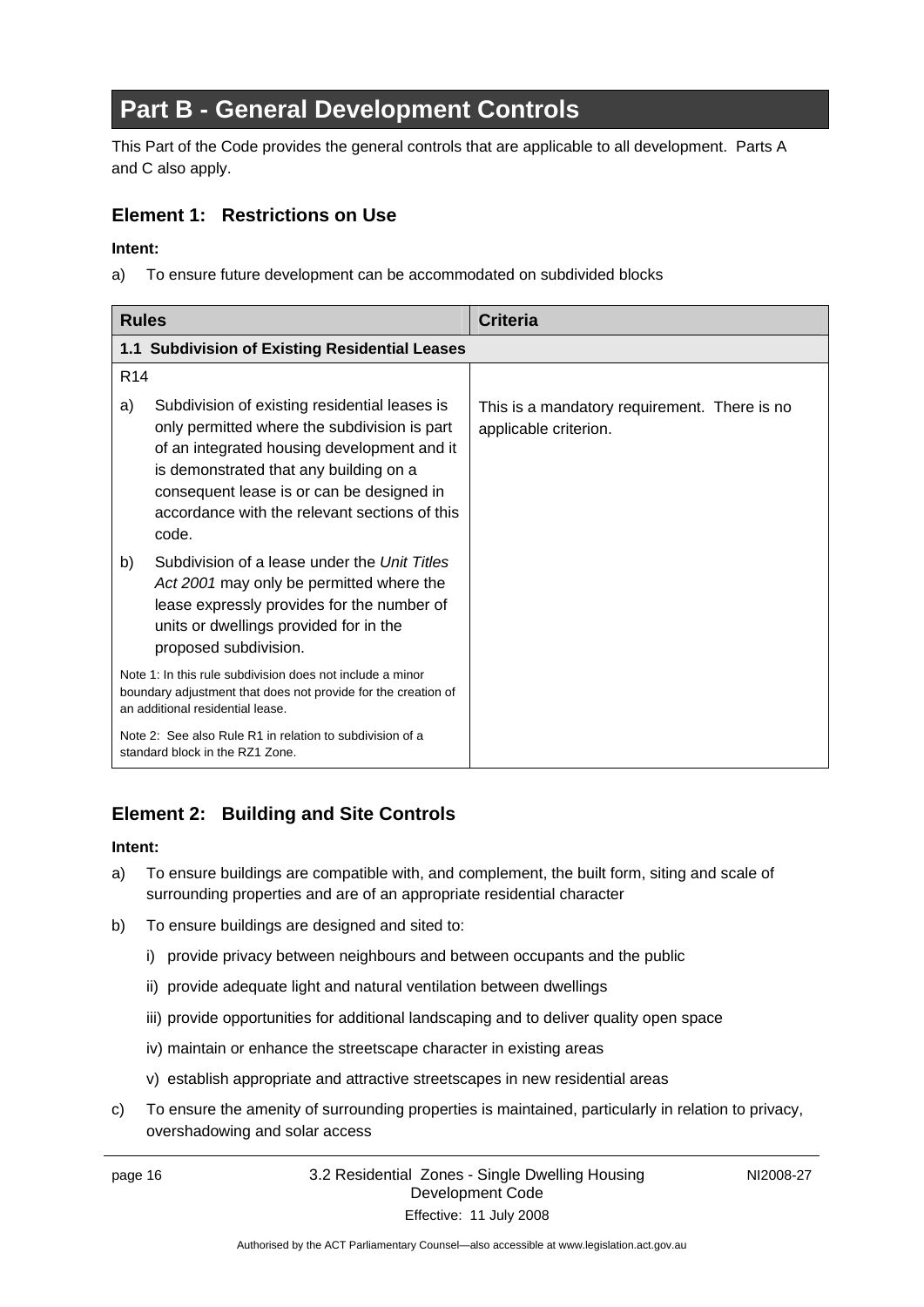# Part B - General Development Controls

This Part of the Code provides the general controls that are applicable to all development. Parts A and C also apply.

## Element 1: Restrictions on Use

**Intent:**

a) To ensure future development can be accommodated on subdivided blocks

| Rules | Criteria |
|---|---|
| **1.1 Subdivision of Existing Residential Leases** | |
| R14<br><br>a) Subdivision of existing residential leases is only permitted where the subdivision is part of an integrated housing development and it is demonstrated that any building on a consequent lease is or can be designed in accordance with the relevant sections of this code.<br><br>b) Subdivision of a lease under the *Unit Titles Act 2001* may only be permitted where the lease expressly provides for the number of units or dwellings provided for in the proposed subdivision.<br><br>Note 1: In this rule subdivision does not include a minor boundary adjustment that does not provide for the creation of an additional residential lease.<br><br>Note 2: See also Rule R1 in relation to subdivision of a standard block in the RZ1 Zone. | This is a mandatory requirement. There is no applicable criterion. |

## Element 2: Building and Site Controls

**Intent:**

a) To ensure buildings are compatible with, and complement, the built form, siting and scale of surrounding properties and are of an appropriate residential character

b) To ensure buildings are designed and sited to:

   i) provide privacy between neighbours and between occupants and the public

   ii) provide adequate light and natural ventilation between dwellings

   iii) provide opportunities for additional landscaping and to deliver quality open space

   iv) maintain or enhance the streetscape character in existing areas

   v) establish appropriate and attractive streetscapes in new residential areas

c) To ensure the amenity of surrounding properties is maintained, particularly in relation to privacy, overshadowing and solar access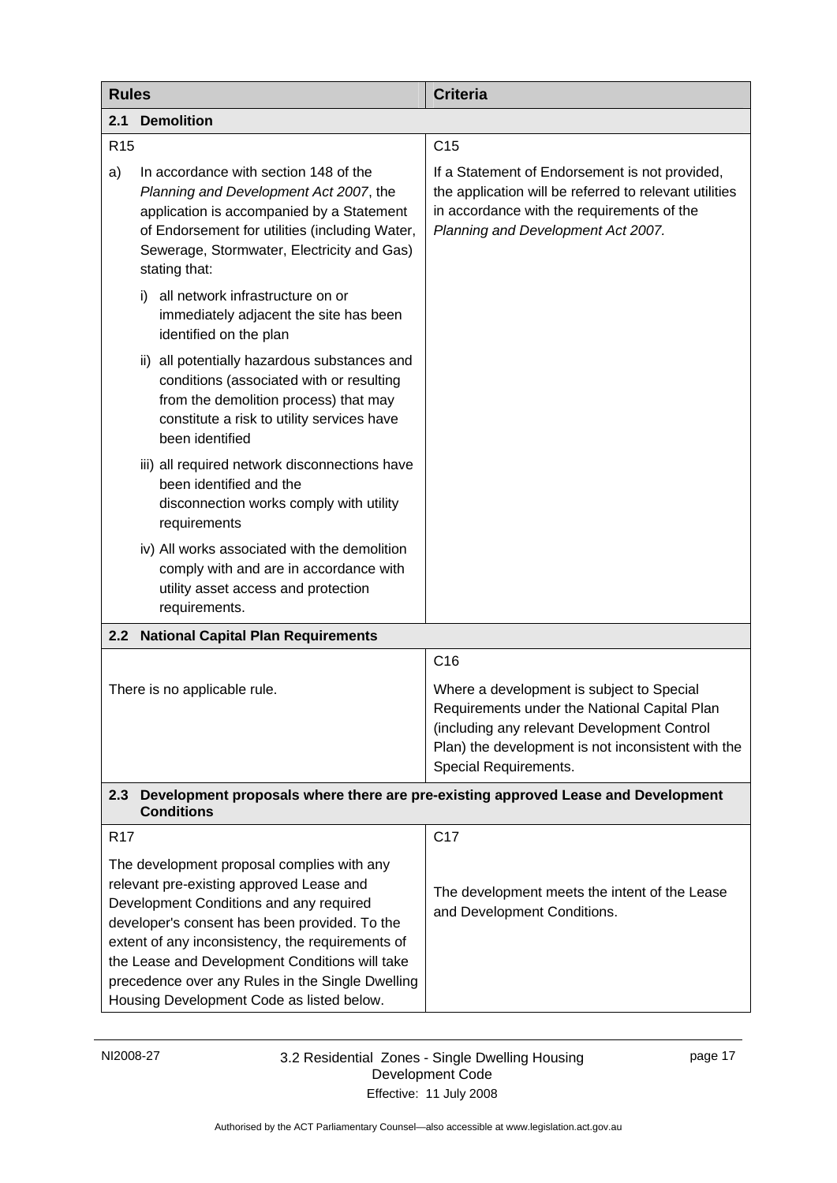| Rules | Criteria |
|---|---|
| **2.1 Demolition** | |
| R15 | C15 |
| a) In accordance with section 148 of the *Planning and Development Act 2007*, the application is accompanied by a Statement of Endorsement for utilities (including Water, Sewerage, Stormwater, Electricity and Gas) stating that:<br>i) all network infrastructure on or immediately adjacent the site has been identified on the plan<br>ii) all potentially hazardous substances and conditions (associated with or resulting from the demolition process) that may constitute a risk to utility services have been identified<br>iii) all required network disconnections have been identified and the disconnection works comply with utility requirements<br>iv) All works associated with the demolition comply with and are in accordance with utility asset access and protection requirements. | If a Statement of Endorsement is not provided, the application will be referred to relevant utilities in accordance with the requirements of the *Planning and Development Act 2007.* |
| **2.2 National Capital Plan Requirements** | |
| | C16 |
| There is no applicable rule. | Where a development is subject to Special Requirements under the National Capital Plan (including any relevant Development Control Plan) the development is not inconsistent with the Special Requirements. |
| **2.3 Development proposals where there are pre-existing approved Lease and Development Conditions** | |
| R17 | C17 |
| The development proposal complies with any relevant pre-existing approved Lease and Development Conditions and any required developer's consent has been provided. To the extent of any inconsistency, the requirements of the Lease and Development Conditions will take precedence over any Rules in the Single Dwelling Housing Development Code as listed below. | The development meets the intent of the Lease and Development Conditions. |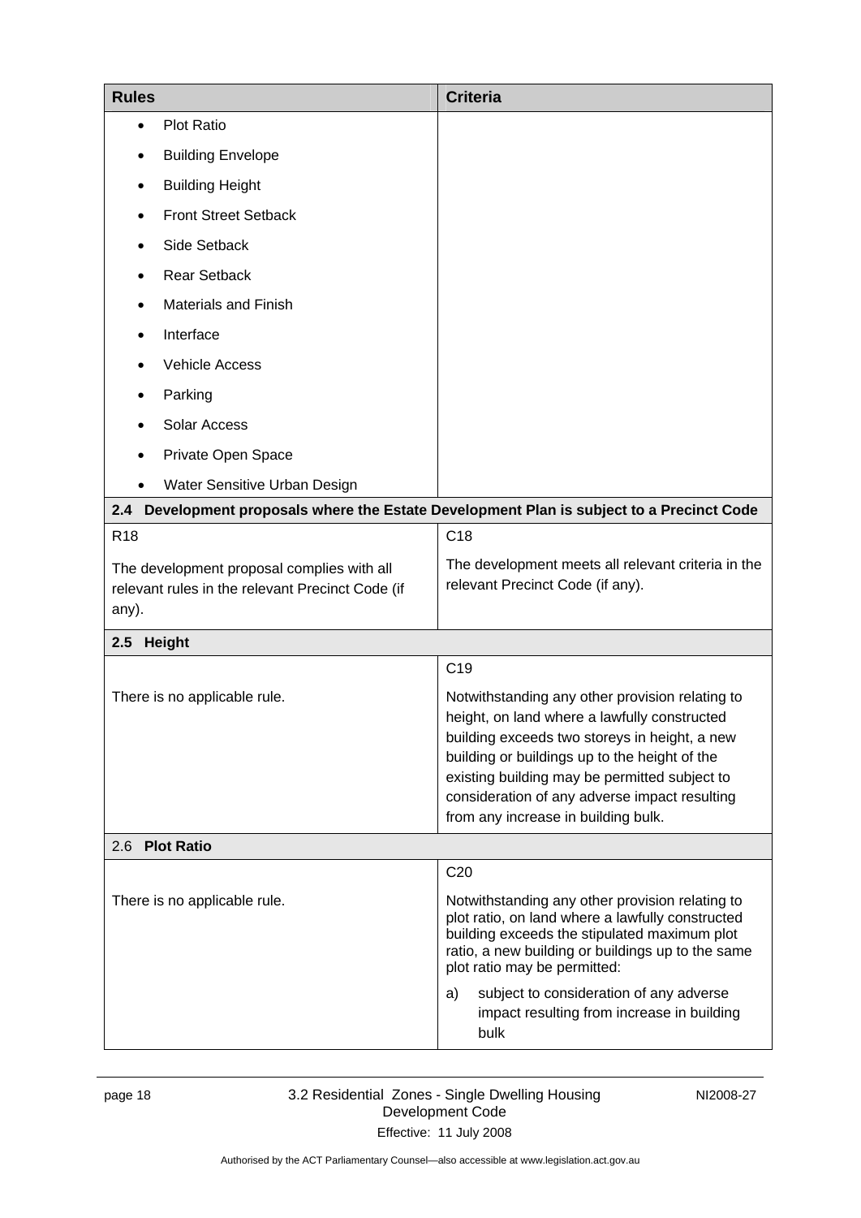| Rules | Criteria |
|---|---|
| • Plot Ratio<br>• Building Envelope<br>• Building Height<br>• Front Street Setback<br>• Side Setback<br>• Rear Setback<br>• Materials and Finish<br>• Interface<br>• Vehicle Access<br>• Parking<br>• Solar Access<br>• Private Open Space<br>• Water Sensitive Urban Design | |
| **2.4 Development proposals where the Estate Development Plan is subject to a Precinct Code** | |
| R18<br><br>The development proposal complies with all relevant rules in the relevant Precinct Code (if any). | C18<br><br>The development meets all relevant criteria in the relevant Precinct Code (if any). |
| **2.5 Height** | |
| There is no applicable rule. | C19<br><br>Notwithstanding any other provision relating to height, on land where a lawfully constructed building exceeds two storeys in height, a new building or buildings up to the height of the existing building may be permitted subject to consideration of any adverse impact resulting from any increase in building bulk. |
| 2.6 **Plot Ratio** | |
| There is no applicable rule. | C20<br><br>Notwithstanding any other provision relating to plot ratio, on land where a lawfully constructed building exceeds the stipulated maximum plot ratio, a new building or buildings up to the same plot ratio may be permitted:<br><br>a) subject to consideration of any adverse impact resulting from increase in building bulk |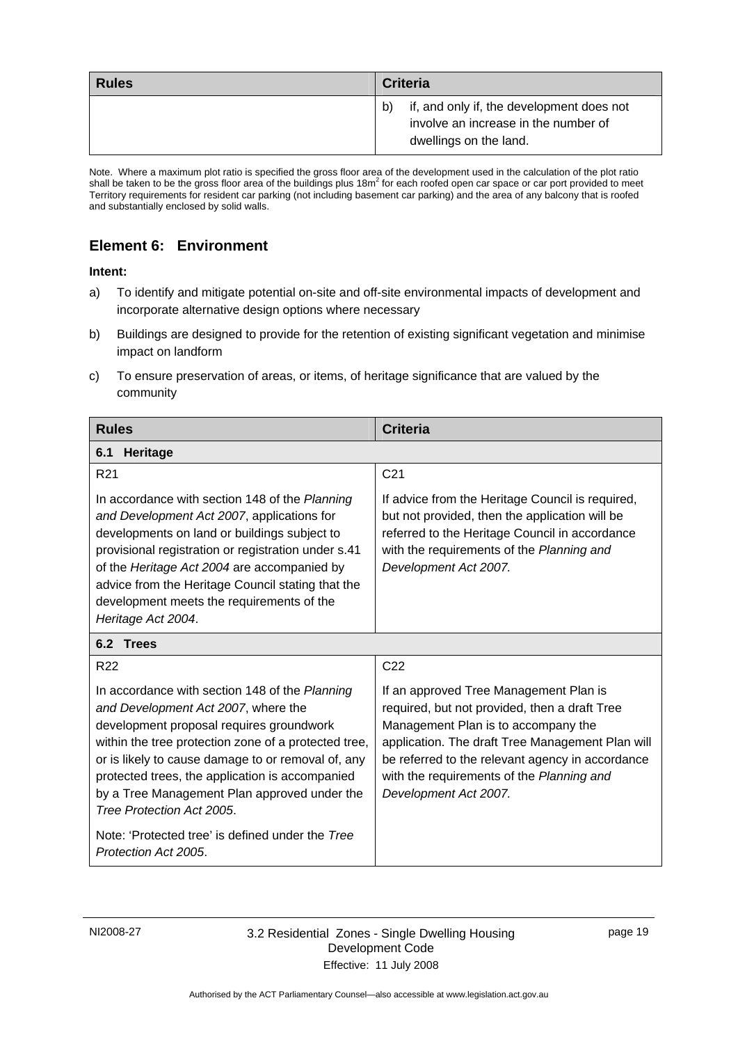| Rules | Criteria |
| --- | --- |
| | b) if, and only if, the development does not involve an increase in the number of dwellings on the land. |

Note. Where a maximum plot ratio is specified the gross floor area of the development used in the calculation of the plot ratio shall be taken to be the gross floor area of the buildings plus $18m^2$ for each roofed open car space or car port provided to meet Territory requirements for resident car parking (not including basement car parking) and the area of any balcony that is roofed and substantially enclosed by solid walls.

## Element 6: Environment

**Intent:**

a) To identify and mitigate potential on-site and off-site environmental impacts of development and incorporate alternative design options where necessary

b) Buildings are designed to provide for the retention of existing significant vegetation and minimise impact on landform

c) To ensure preservation of areas, or items, of heritage significance that are valued by the community

| Rules | Criteria |
| --- | --- |
| **6.1 Heritage** | |
| R21<br><br>In accordance with section 148 of the *Planning and Development Act 2007*, applications for developments on land or buildings subject to provisional registration or registration under s.41 of the *Heritage Act 2004* are accompanied by advice from the Heritage Council stating that the development meets the requirements of the *Heritage Act 2004*. | C21<br><br>If advice from the Heritage Council is required, but not provided, then the application will be referred to the Heritage Council in accordance with the requirements of the *Planning and Development Act 2007.* |
| **6.2 Trees** | |
| R22<br><br>In accordance with section 148 of the *Planning and Development Act 2007*, where the development proposal requires groundwork within the tree protection zone of a protected tree, or is likely to cause damage to or removal of, any protected trees, the application is accompanied by a Tree Management Plan approved under the *Tree Protection Act 2005*.<br><br>Note: 'Protected tree' is defined under the *Tree Protection Act 2005*. | C22<br><br>If an approved Tree Management Plan is required, but not provided, then a draft Tree Management Plan is to accompany the application. The draft Tree Management Plan will be referred to the relevant agency in accordance with the requirements of the *Planning and Development Act 2007.* |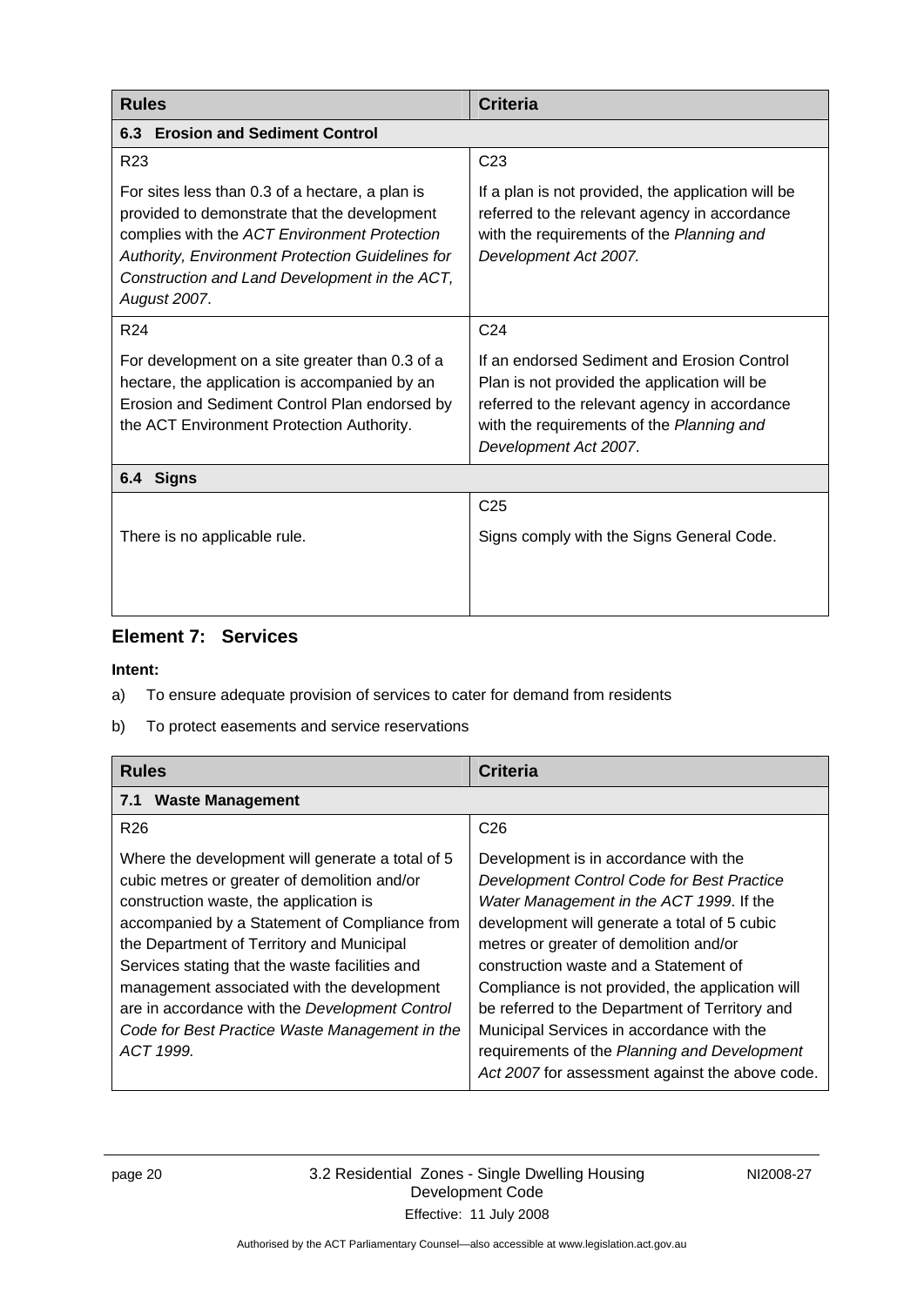| Rules | Criteria |
|---|---|
| **6.3 Erosion and Sediment Control** | |
| R23<br><br>For sites less than 0.3 of a hectare, a plan is provided to demonstrate that the development complies with the *ACT Environment Protection Authority, Environment Protection Guidelines for Construction and Land Development in the ACT, August 2007*. | C23<br><br>If a plan is not provided, the application will be referred to the relevant agency in accordance with the requirements of the *Planning and Development Act 2007.* |
| R24<br><br>For development on a site greater than 0.3 of a hectare, the application is accompanied by an Erosion and Sediment Control Plan endorsed by the ACT Environment Protection Authority. | C24<br><br>If an endorsed Sediment and Erosion Control Plan is not provided the application will be referred to the relevant agency in accordance with the requirements of the *Planning and Development Act 2007*. |
| **6.4 Signs** | |
| There is no applicable rule. | C25<br><br>Signs comply with the Signs General Code. |

## Element 7: Services

**Intent:**

a) To ensure adequate provision of services to cater for demand from residents

b) To protect easements and service reservations

| Rules | Criteria |
|---|---|
| **7.1 Waste Management** | |
| R26<br><br>Where the development will generate a total of 5 cubic metres or greater of demolition and/or construction waste, the application is accompanied by a Statement of Compliance from the Department of Territory and Municipal Services stating that the waste facilities and management associated with the development are in accordance with the *Development Control Code for Best Practice Waste Management in the ACT 1999.* | C26<br><br>Development is in accordance with the *Development Control Code for Best Practice Water Management in the ACT 1999*. If the development will generate a total of 5 cubic metres or greater of demolition and/or construction waste and a Statement of Compliance is not provided, the application will be referred to the Department of Territory and Municipal Services in accordance with the requirements of the *Planning and Development Act 2007* for assessment against the above code. |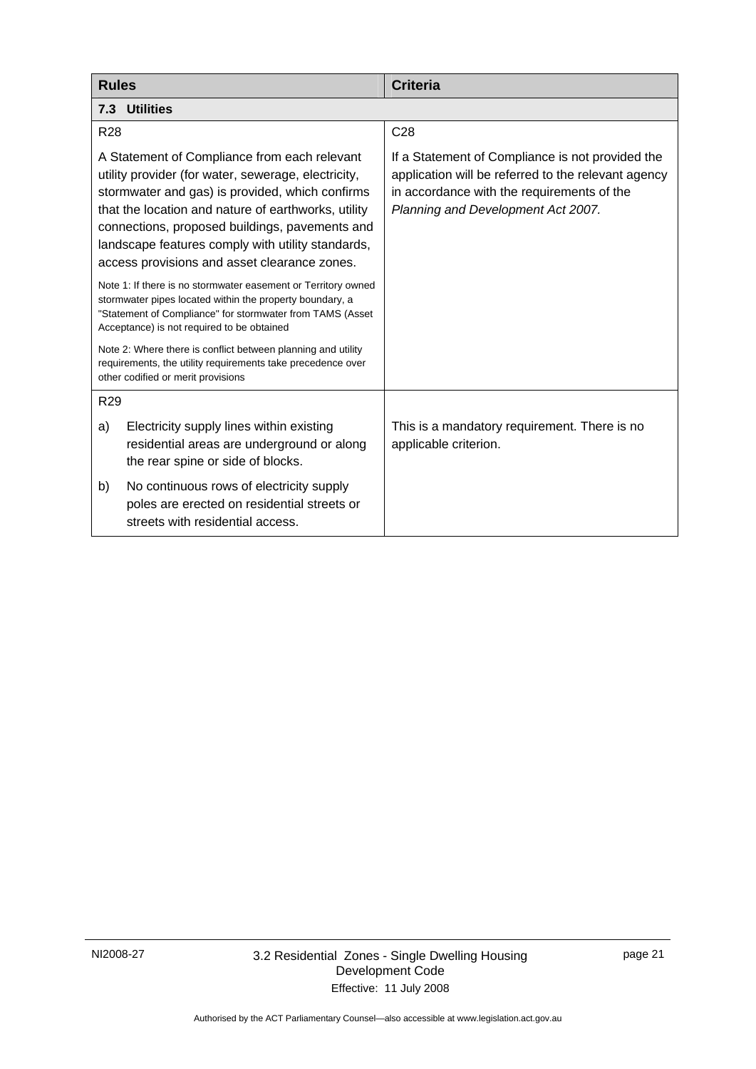| Rules | Criteria |
|---|---|
| **7.3 Utilities** | |
| R28<br><br>A Statement of Compliance from each relevant utility provider (for water, sewerage, electricity, stormwater and gas) is provided, which confirms that the location and nature of earthworks, utility connections, proposed buildings, pavements and landscape features comply with utility standards, access provisions and asset clearance zones.<br><br>Note 1: If there is no stormwater easement or Territory owned stormwater pipes located within the property boundary, a "Statement of Compliance" for stormwater from TAMS (Asset Acceptance) is not required to be obtained<br><br>Note 2: Where there is conflict between planning and utility requirements, the utility requirements take precedence over other codified or merit provisions | C28<br><br>If a Statement of Compliance is not provided the application will be referred to the relevant agency in accordance with the requirements of the *Planning and Development Act 2007.* |
| R29<br><br>a) Electricity supply lines within existing residential areas are underground or along the rear spine or side of blocks.<br><br>b) No continuous rows of electricity supply poles are erected on residential streets or streets with residential access. | This is a mandatory requirement. There is no applicable criterion. |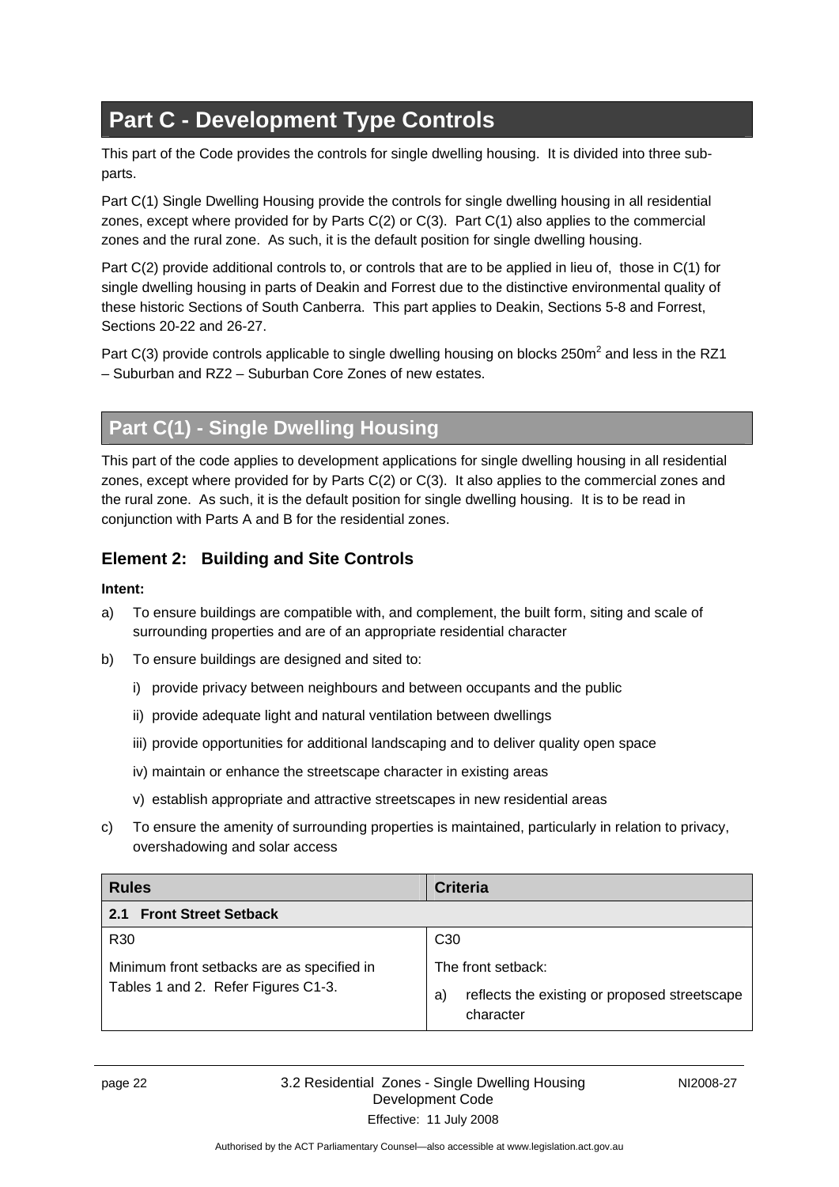# Part C - Development Type Controls

This part of the Code provides the controls for single dwelling housing. It is divided into three sub-parts.

Part C(1) Single Dwelling Housing provide the controls for single dwelling housing in all residential zones, except where provided for by Parts C(2) or C(3). Part C(1) also applies to the commercial zones and the rural zone. As such, it is the default position for single dwelling housing.

Part C(2) provide additional controls to, or controls that are to be applied in lieu of, those in C(1) for single dwelling housing in parts of Deakin and Forrest due to the distinctive environmental quality of these historic Sections of South Canberra. This part applies to Deakin, Sections 5-8 and Forrest, Sections 20-22 and 26-27.

Part C(3) provide controls applicable to single dwelling housing on blocks 250m$^2$ and less in the RZ1 – Suburban and RZ2 – Suburban Core Zones of new estates.

## Part C(1) - Single Dwelling Housing

This part of the code applies to development applications for single dwelling housing in all residential zones, except where provided for by Parts C(2) or C(3). It also applies to the commercial zones and the rural zone. As such, it is the default position for single dwelling housing. It is to be read in conjunction with Parts A and B for the residential zones.

### Element 2: Building and Site Controls

**Intent:**

a) To ensure buildings are compatible with, and complement, the built form, siting and scale of surrounding properties and are of an appropriate residential character

b) To ensure buildings are designed and sited to:

   i) provide privacy between neighbours and between occupants and the public

   ii) provide adequate light and natural ventilation between dwellings

   iii) provide opportunities for additional landscaping and to deliver quality open space

   iv) maintain or enhance the streetscape character in existing areas

   v) establish appropriate and attractive streetscapes in new residential areas

c) To ensure the amenity of surrounding properties is maintained, particularly in relation to privacy, overshadowing and solar access

| Rules | Criteria |
|---|---|
| **2.1 Front Street Setback** | |
| R30<br><br>Minimum front setbacks are as specified in Tables 1 and 2. Refer Figures C1-3. | C30<br><br>The front setback:<br><br>a) reflects the existing or proposed streetscape character |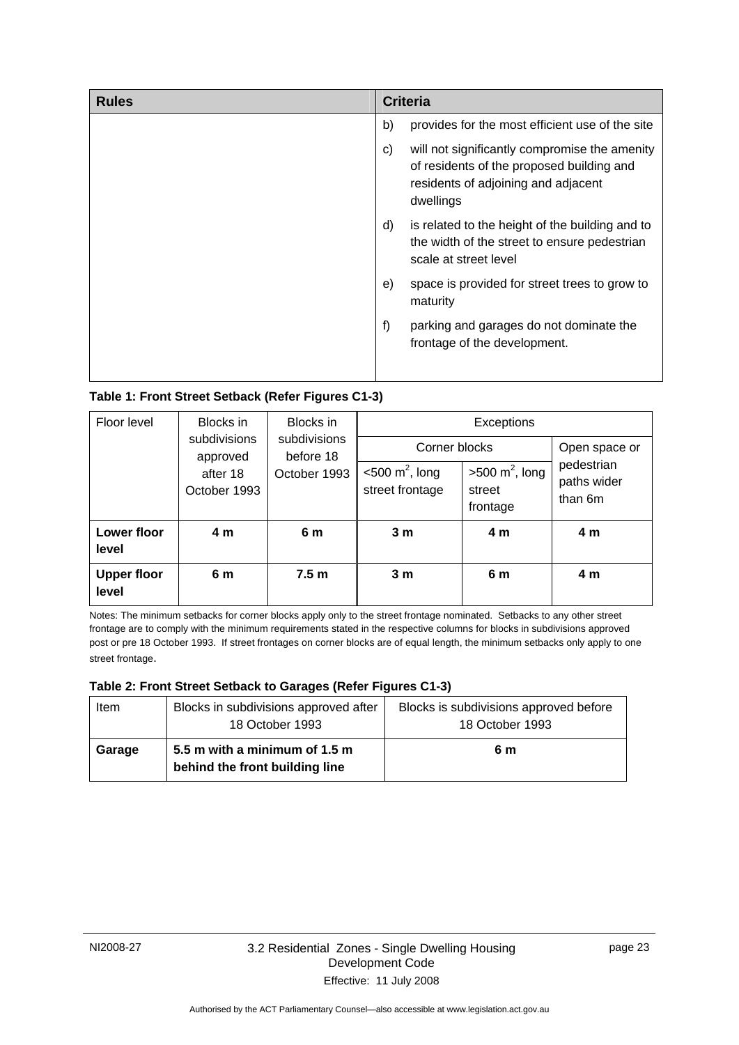| Rules | Criteria |
|---|---|
| | b) provides for the most efficient use of the site<br>c) will not significantly compromise the amenity of residents of the proposed building and residents of adjoining and adjacent dwellings<br>d) is related to the height of the building and to the width of the street to ensure pedestrian scale at street level<br>e) space is provided for street trees to grow to maturity<br>f) parking and garages do not dominate the frontage of the development. |

**Table 1: Front Street Setback (Refer Figures C1-3)**

| Floor level | Blocks in subdivisions approved after 18 October 1993 | Blocks in subdivisions before 18 October 1993 | Exceptions | | |
|---|---|---|---|---|---|
| | | | Corner blocks | | Open space or pedestrian paths wider than 6m |
| | | | <500 $m^2$, long street frontage | >500 $m^2$, long street frontage | |
| **Lower floor level** | **4 m** | **6 m** | **3 m** | **4 m** | **4 m** |
| **Upper floor level** | **6 m** | **7.5 m** | **3 m** | **6 m** | **4 m** |

Notes: The minimum setbacks for corner blocks apply only to the street frontage nominated. Setbacks to any other street frontage are to comply with the minimum requirements stated in the respective columns for blocks in subdivisions approved post or pre 18 October 1993. If street frontages on corner blocks are of equal length, the minimum setbacks only apply to one street frontage.

**Table 2: Front Street Setback to Garages (Refer Figures C1-3)**

| Item | Blocks in subdivisions approved after 18 October 1993 | Blocks is subdivisions approved before 18 October 1993 |
|---|---|---|
| **Garage** | **5.5 m with a minimum of 1.5 m behind the front building line** | **6 m** |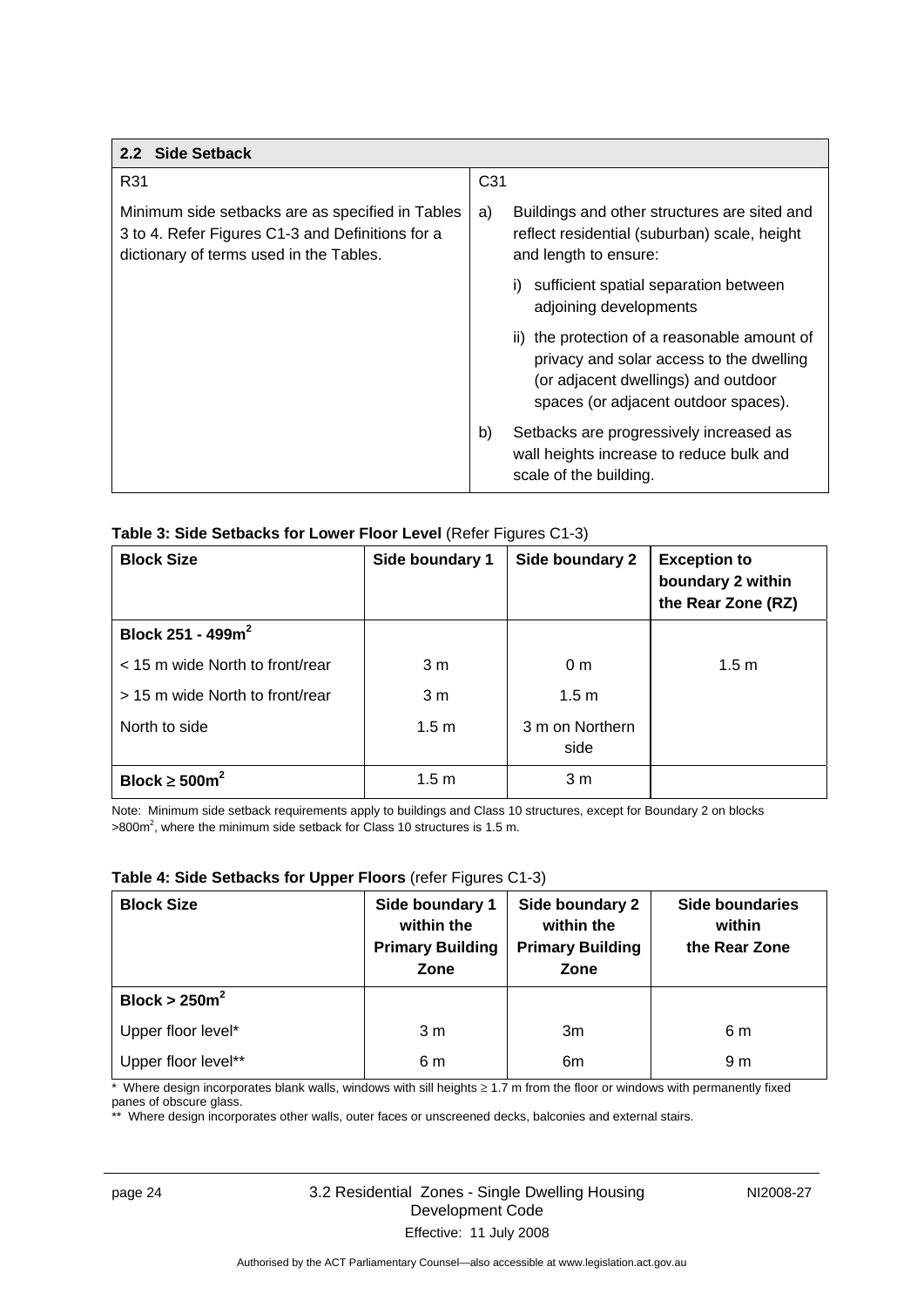| 2.2 Side Setback | |
|---|---|
| R31 | C31 |
| Minimum side setbacks are as specified in Tables 3 to 4. Refer Figures C1-3 and Definitions for a dictionary of terms used in the Tables. | a) Buildings and other structures are sited and reflect residential (suburban) scale, height and length to ensure:<br>i) sufficient spatial separation between adjoining developments<br>ii) the protection of a reasonable amount of privacy and solar access to the dwelling (or adjacent dwellings) and outdoor spaces (or adjacent outdoor spaces).<br>b) Setbacks are progressively increased as wall heights increase to reduce bulk and scale of the building. |

**Table 3: Side Setbacks for Lower Floor Level** (Refer Figures C1-3)

| Block Size | Side boundary 1 | Side boundary 2 | Exception to boundary 2 within the Rear Zone (RZ) |
|---|---|---|---|
| **Block 251 - 499m$^2$** | | | |
| < 15 m wide North to front/rear | 3 m | 0 m | 1.5 m |
| > 15 m wide North to front/rear | 3 m | 1.5 m | |
| North to side | 1.5 m | 3 m on Northern side | |
| **Block ≥ 500m$^2$** | 1.5 m | 3 m | |

Note: Minimum side setback requirements apply to buildings and Class 10 structures, except for Boundary 2 on blocks >800m$^2$, where the minimum side setback for Class 10 structures is 1.5 m.

**Table 4: Side Setbacks for Upper Floors** (refer Figures C1-3)

| Block Size | Side boundary 1 within the Primary Building Zone | Side boundary 2 within the Primary Building Zone | Side boundaries within the Rear Zone |
|---|---|---|---|
| **Block > 250m$^2$** | | | |
| Upper floor level* | 3 m | 3m | 6 m |
| Upper floor level** | 6 m | 6m | 9 m |

\* Where design incorporates blank walls, windows with sill heights ≥ 1.7 m from the floor or windows with permanently fixed panes of obscure glass.

** Where design incorporates other walls, outer faces or unscreened decks, balconies and external stairs.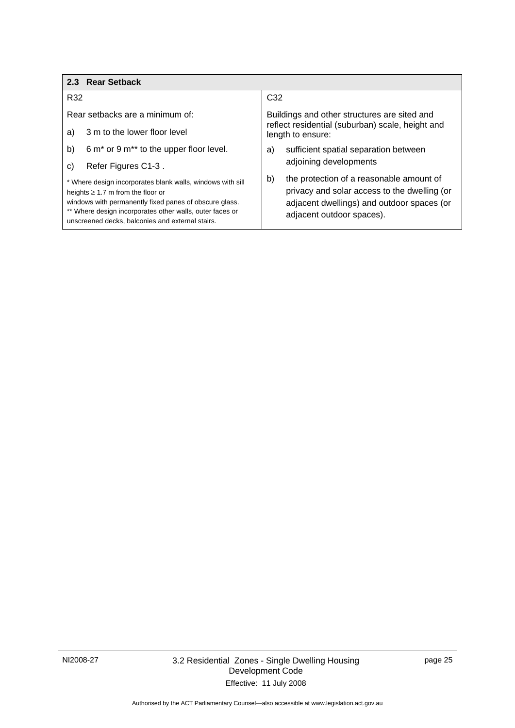| 2.3 Rear Setback | |
|---|---|
| R32<br><br>Rear setbacks are a minimum of:<br><br>a) 3 m to the lower floor level<br><br>b) 6 m* or 9 m** to the upper floor level.<br><br>c) Refer Figures C1-3 .<br><br>* Where design incorporates blank walls, windows with sill heights ≥ 1.7 m from the floor or windows with permanently fixed panes of obscure glass.<br>** Where design incorporates other walls, outer faces or unscreened decks, balconies and external stairs. | C32<br><br>Buildings and other structures are sited and reflect residential (suburban) scale, height and length to ensure:<br><br>a) sufficient spatial separation between adjoining developments<br><br>b) the protection of a reasonable amount of privacy and solar access to the dwelling (or adjacent dwellings) and outdoor spaces (or adjacent outdoor spaces). |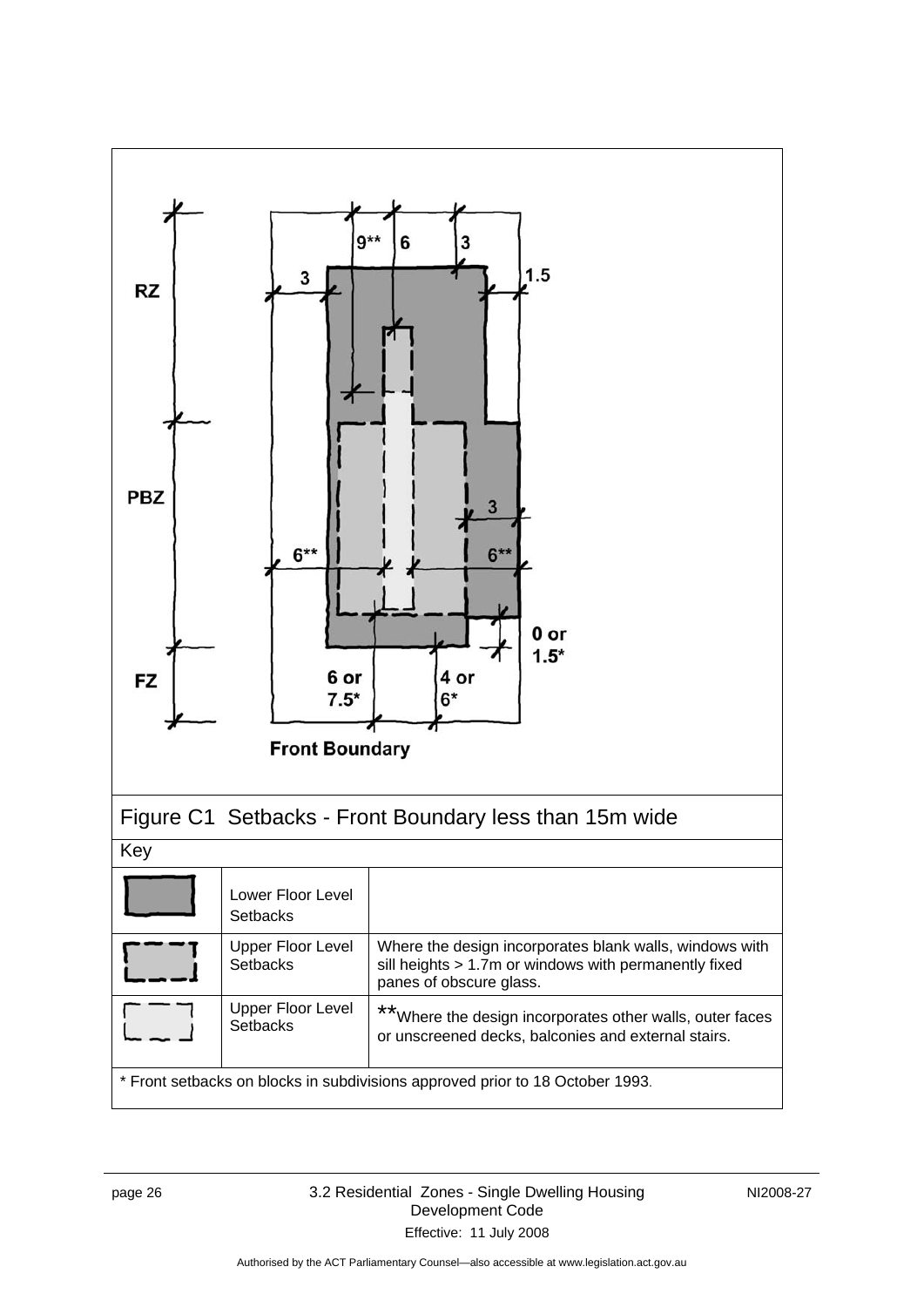RZ

PBZ

FZ

9** 6 3

3 1.5

3

6** 6**

0 or 1.5*

6 or 7.5* 4 or 6*

Front Boundary

Figure C1 Setbacks - Front Boundary less than 15m wide

| Key | | |
|---|---|---|
| | Lower Floor Level Setbacks | |
| | Upper Floor Level Setbacks | Where the design incorporates blank walls, windows with sill heights > 1.7m or windows with permanently fixed panes of obscure glass. |
| | Upper Floor Level Setbacks | **Where the design incorporates other walls, outer faces or unscreened decks, balconies and external stairs. |
| * Front setbacks on blocks in subdivisions approved prior to 18 October 1993. | | |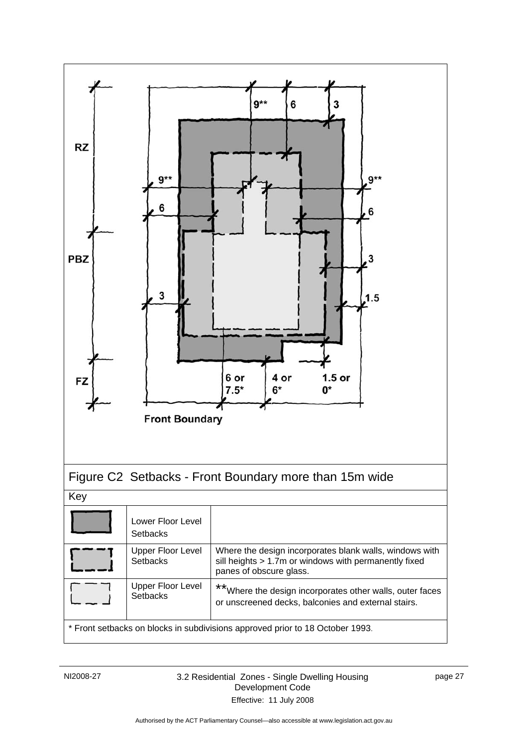RZ

PBZ

FZ

9** 6 3

9** 9**

6 6

3

3 1.5

6 or 7.5* 4 or 6* 1.5 or 0*

Front Boundary

Figure C2 Setbacks - Front Boundary more than 15m wide

| Key | | |
|---|---|---|
| | Lower Floor Level Setbacks | |
| | Upper Floor Level Setbacks | Where the design incorporates blank walls, windows with sill heights > 1.7m or windows with permanently fixed panes of obscure glass. |
| | Upper Floor Level Setbacks | **Where the design incorporates other walls, outer faces or unscreened decks, balconies and external stairs. |

* Front setbacks on blocks in subdivisions approved prior to 18 October 1993.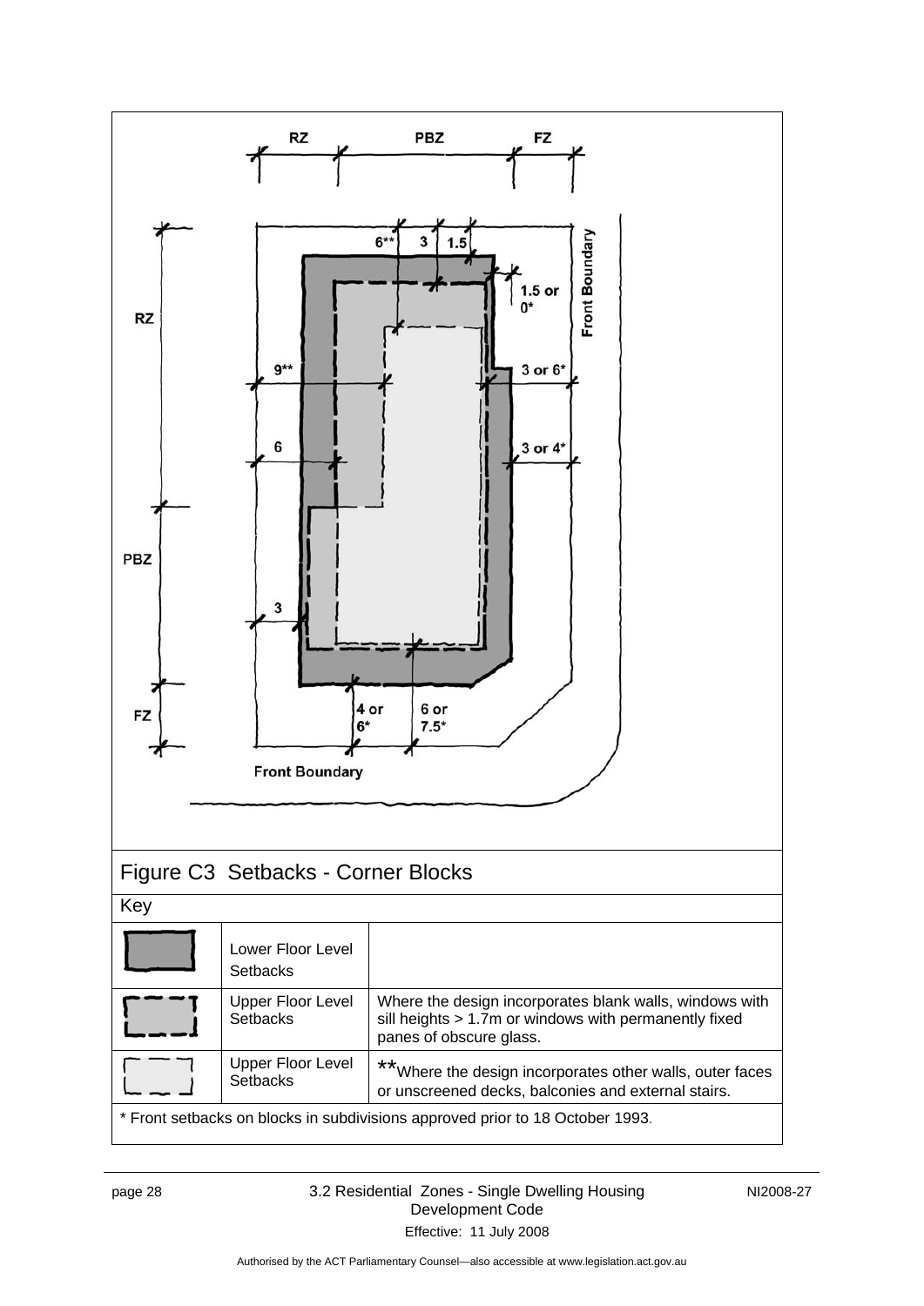RZ PBZ FZ

RZ

PBZ

FZ

6** 3 1.5

1.5 or 0*

Front Boundary

9** 3 or 6*

6 3 or 4*

3

4 or 6*

6 or 7.5*

Front Boundary

Figure C3 Setbacks - Corner Blocks

| Key | | |
|---|---|---|
| | Lower Floor Level Setbacks | |
| | Upper Floor Level Setbacks | Where the design incorporates blank walls, windows with sill heights > 1.7m or windows with permanently fixed panes of obscure glass. |
| | Upper Floor Level Setbacks | **Where the design incorporates other walls, outer faces or unscreened decks, balconies and external stairs. |

* Front setbacks on blocks in subdivisions approved prior to 18 October 1993.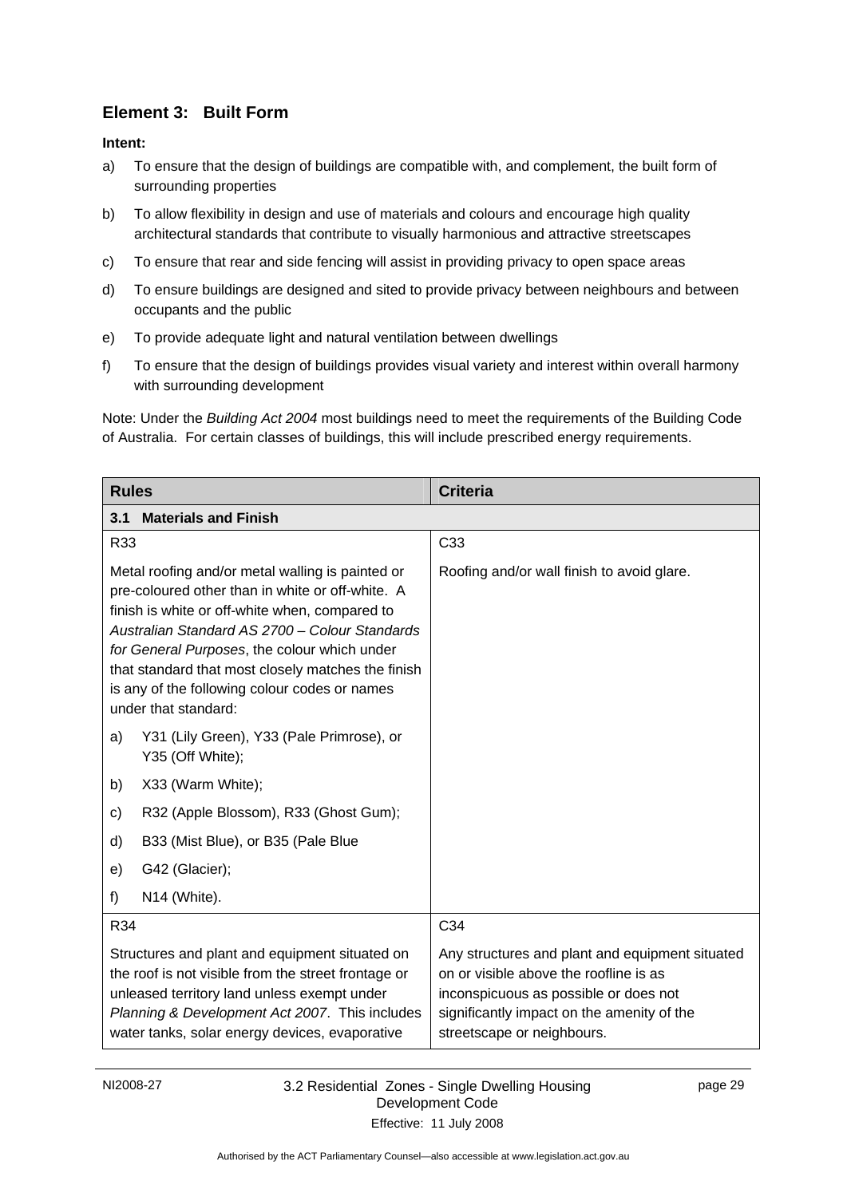## Element 3: Built Form

**Intent:**

a) To ensure that the design of buildings are compatible with, and complement, the built form of surrounding properties

b) To allow flexibility in design and use of materials and colours and encourage high quality architectural standards that contribute to visually harmonious and attractive streetscapes

c) To ensure that rear and side fencing will assist in providing privacy to open space areas

d) To ensure buildings are designed and sited to provide privacy between neighbours and between occupants and the public

e) To provide adequate light and natural ventilation between dwellings

f) To ensure that the design of buildings provides visual variety and interest within overall harmony with surrounding development

Note: Under the *Building Act 2004* most buildings need to meet the requirements of the Building Code of Australia. For certain classes of buildings, this will include prescribed energy requirements.

| Rules | Criteria |
|---|---|
| **3.1 Materials and Finish** | |
| R33<br><br>Metal roofing and/or metal walling is painted or pre-coloured other than in white or off-white. A finish is white or off-white when, compared to *Australian Standard AS 2700 – Colour Standards for General Purposes*, the colour which under that standard that most closely matches the finish is any of the following colour codes or names under that standard:<br><br>a) Y31 (Lily Green), Y33 (Pale Primrose), or Y35 (Off White);<br>b) X33 (Warm White);<br>c) R32 (Apple Blossom), R33 (Ghost Gum);<br>d) B33 (Mist Blue), or B35 (Pale Blue<br>e) G42 (Glacier);<br>f) N14 (White). | C33<br><br>Roofing and/or wall finish to avoid glare. |
| R34<br><br>Structures and plant and equipment situated on the roof is not visible from the street frontage or unleased territory land unless exempt under *Planning & Development Act 2007*. This includes water tanks, solar energy devices, evaporative | C34<br><br>Any structures and plant and equipment situated on or visible above the roofline is as inconspicuous as possible or does not significantly impact on the amenity of the streetscape or neighbours. |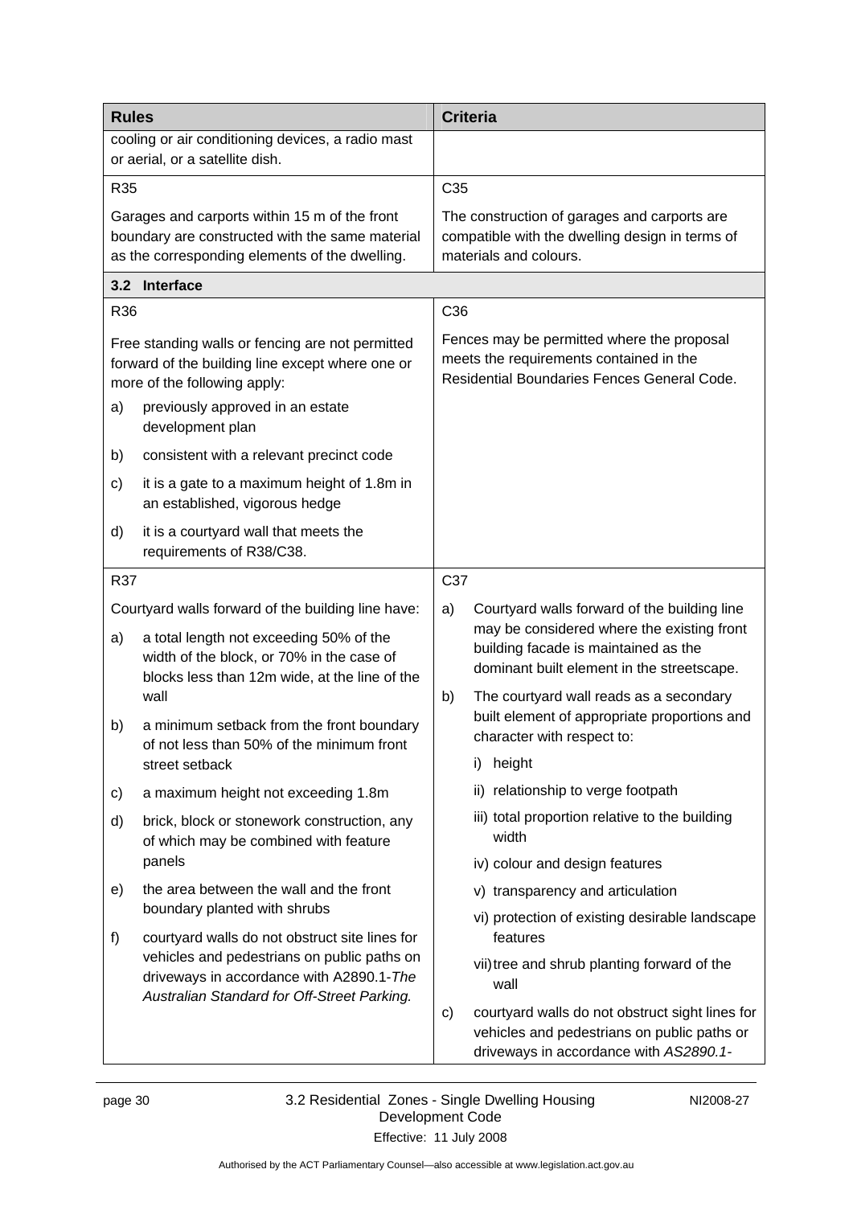| Rules | Criteria |
|---|---|
| cooling or air conditioning devices, a radio mast or aerial, or a satellite dish. | |
| R35<br><br>Garages and carports within 15 m of the front boundary are constructed with the same material as the corresponding elements of the dwelling. | C35<br><br>The construction of garages and carports are compatible with the dwelling design in terms of materials and colours. |
| **3.2 Interface** | |
| R36<br><br>Free standing walls or fencing are not permitted forward of the building line except where one or more of the following apply:<br>a) previously approved in an estate development plan<br>b) consistent with a relevant precinct code<br>c) it is a gate to a maximum height of 1.8m in an established, vigorous hedge<br>d) it is a courtyard wall that meets the requirements of R38/C38. | C36<br><br>Fences may be permitted where the proposal meets the requirements contained in the Residential Boundaries Fences General Code. |
| R37<br><br>Courtyard walls forward of the building line have:<br>a) a total length not exceeding 50% of the width of the block, or 70% in the case of blocks less than 12m wide, at the line of the wall<br>b) a minimum setback from the front boundary of not less than 50% of the minimum front street setback<br>c) a maximum height not exceeding 1.8m<br>d) brick, block or stonework construction, any of which may be combined with feature panels<br>e) the area between the wall and the front boundary planted with shrubs<br>f) courtyard walls do not obstruct site lines for vehicles and pedestrians on public paths on driveways in accordance with A2890.1-*The Australian Standard for Off-Street Parking.* | C37<br><br>a) Courtyard walls forward of the building line may be considered where the existing front building facade is maintained as the dominant built element in the streetscape.<br>b) The courtyard wall reads as a secondary built element of appropriate proportions and character with respect to:<br>i) height<br>ii) relationship to verge footpath<br>iii) total proportion relative to the building width<br>iv) colour and design features<br>v) transparency and articulation<br>vi) protection of existing desirable landscape features<br>vii) tree and shrub planting forward of the wall<br>c) courtyard walls do not obstruct sight lines for vehicles and pedestrians on public paths or driveways in accordance with *AS2890.1-* |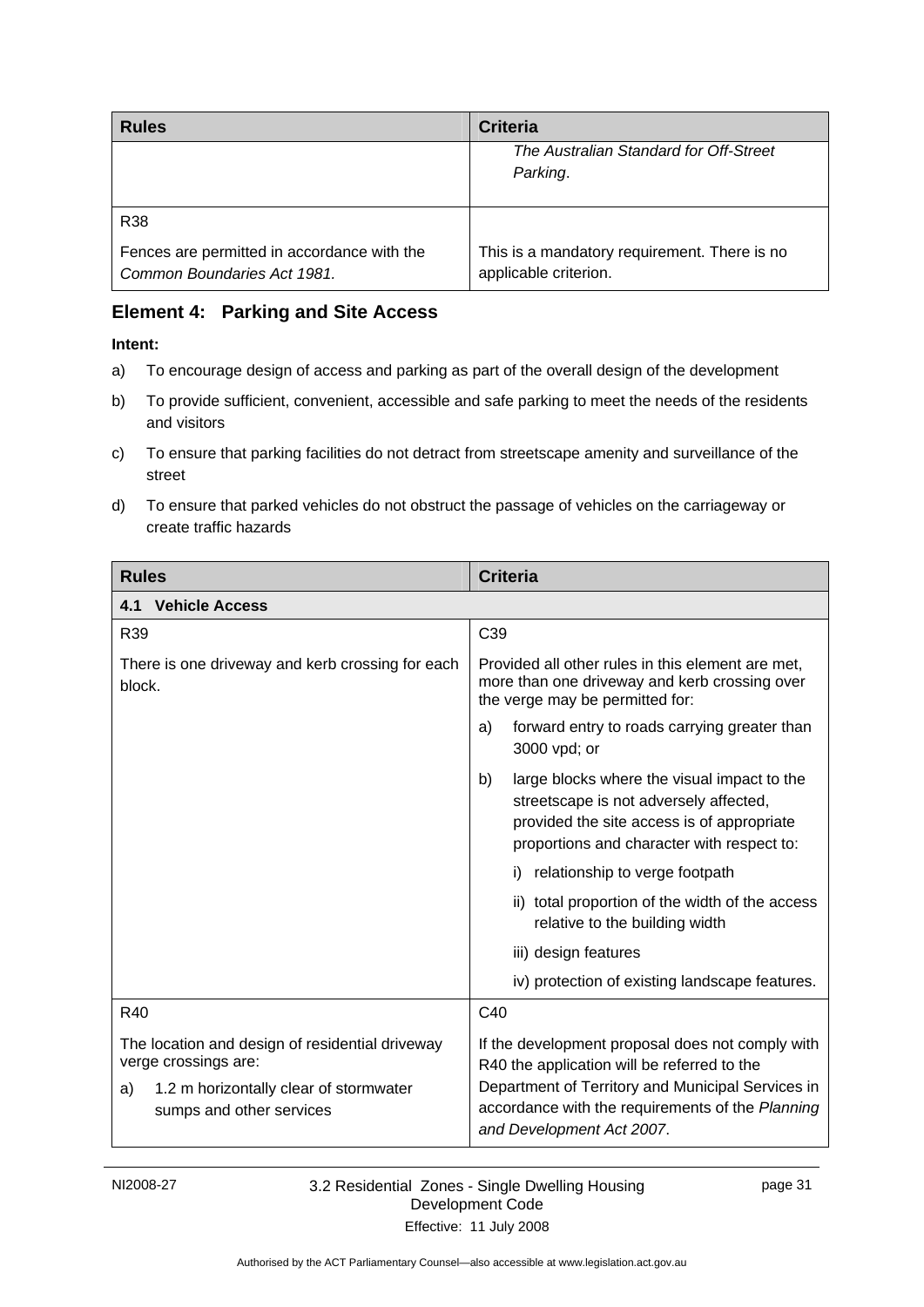| Rules | Criteria |
|---|---|
| | *The Australian Standard for Off-Street Parking*. |
| R38<br><br>Fences are permitted in accordance with the *Common Boundaries Act 1981.* | This is a mandatory requirement. There is no applicable criterion. |

## Element 4: Parking and Site Access

**Intent:**

a) To encourage design of access and parking as part of the overall design of the development

b) To provide sufficient, convenient, accessible and safe parking to meet the needs of the residents and visitors

c) To ensure that parking facilities do not detract from streetscape amenity and surveillance of the street

d) To ensure that parked vehicles do not obstruct the passage of vehicles on the carriageway or create traffic hazards

| Rules | Criteria |
|---|---|
| **4.1 Vehicle Access** | |
| R39<br><br>There is one driveway and kerb crossing for each block. | C39<br><br>Provided all other rules in this element are met, more than one driveway and kerb crossing over the verge may be permitted for:<br><br>a) forward entry to roads carrying greater than 3000 vpd; or<br><br>b) large blocks where the visual impact to the streetscape is not adversely affected, provided the site access is of appropriate proportions and character with respect to:<br><br>i) relationship to verge footpath<br><br>ii) total proportion of the width of the access relative to the building width<br><br>iii) design features<br><br>iv) protection of existing landscape features. |
| R40<br><br>The location and design of residential driveway verge crossings are:<br><br>a) 1.2 m horizontally clear of stormwater sumps and other services | C40<br><br>If the development proposal does not comply with R40 the application will be referred to the Department of Territory and Municipal Services in accordance with the requirements of the *Planning and Development Act 2007*. |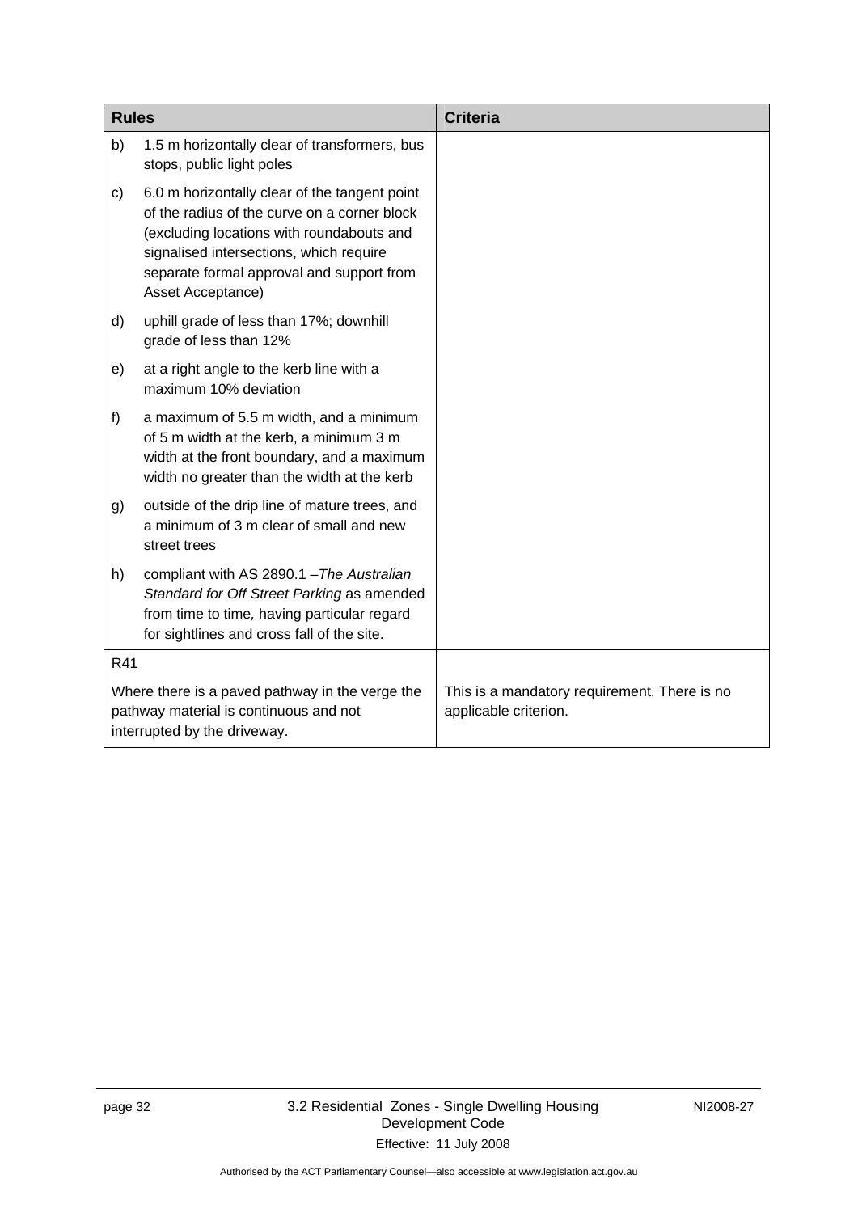| Rules | Criteria |
|---|---|
| b) 1.5 m horizontally clear of transformers, bus stops, public light poles | |
| c) 6.0 m horizontally clear of the tangent point of the radius of the curve on a corner block (excluding locations with roundabouts and signalised intersections, which require separate formal approval and support from Asset Acceptance) | |
| d) uphill grade of less than 17%; downhill grade of less than 12% | |
| e) at a right angle to the kerb line with a maximum 10% deviation | |
| f) a maximum of 5.5 m width, and a minimum of 5 m width at the kerb, a minimum 3 m width at the front boundary, and a maximum width no greater than the width at the kerb | |
| g) outside of the drip line of mature trees, and a minimum of 3 m clear of small and new street trees | |
| h) compliant with AS 2890.1 –*The Australian Standard for Off Street Parking* as amended from time to time, having particular regard for sightlines and cross fall of the site. | |
| R41 | |
| Where there is a paved pathway in the verge the pathway material is continuous and not interrupted by the driveway. | This is a mandatory requirement. There is no applicable criterion. |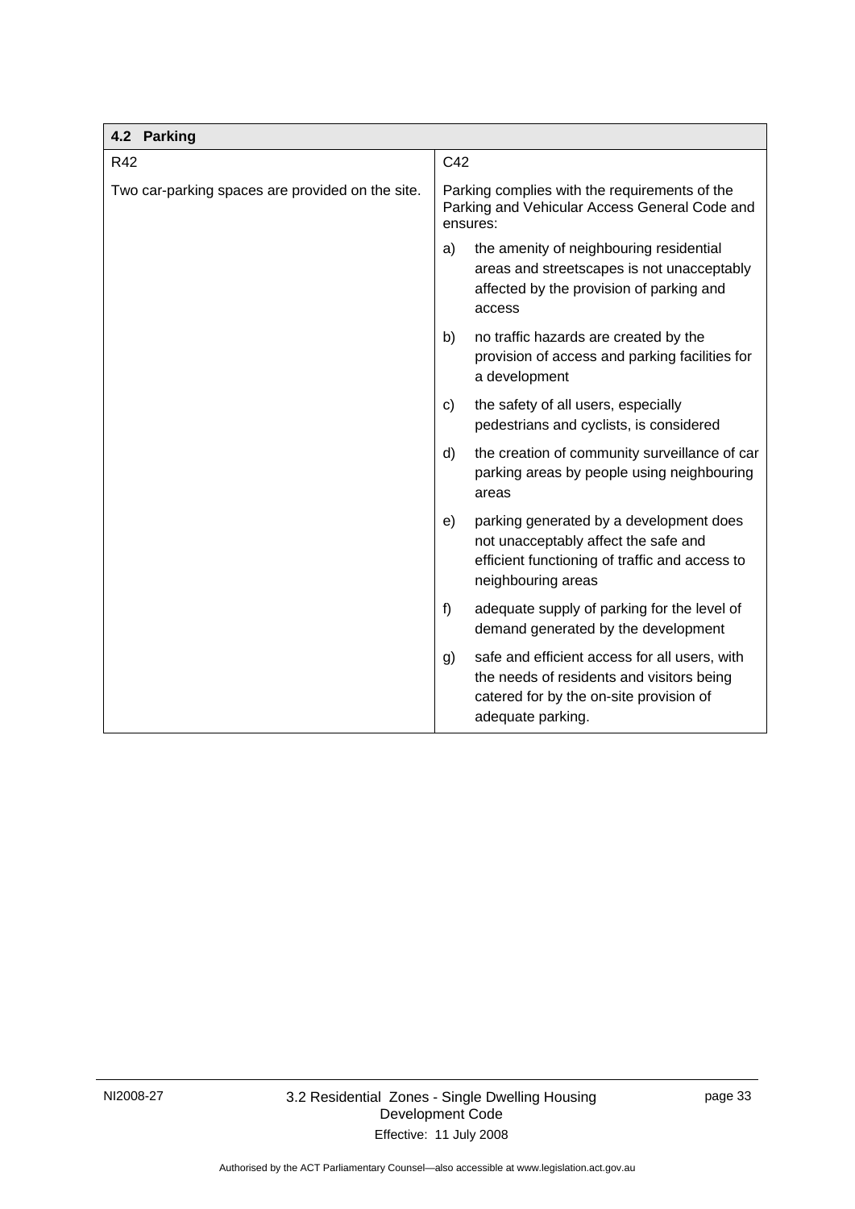| 4.2 Parking | |
|---|---|
| R42 | C42 |
| Two car-parking spaces are provided on the site. | Parking complies with the requirements of the Parking and Vehicular Access General Code and ensures:<br>a) the amenity of neighbouring residential areas and streetscapes is not unacceptably affected by the provision of parking and access<br>b) no traffic hazards are created by the provision of access and parking facilities for a development<br>c) the safety of all users, especially pedestrians and cyclists, is considered<br>d) the creation of community surveillance of car parking areas by people using neighbouring areas<br>e) parking generated by a development does not unacceptably affect the safe and efficient functioning of traffic and access to neighbouring areas<br>f) adequate supply of parking for the level of demand generated by the development<br>g) safe and efficient access for all users, with the needs of residents and visitors being catered for by the on-site provision of adequate parking. |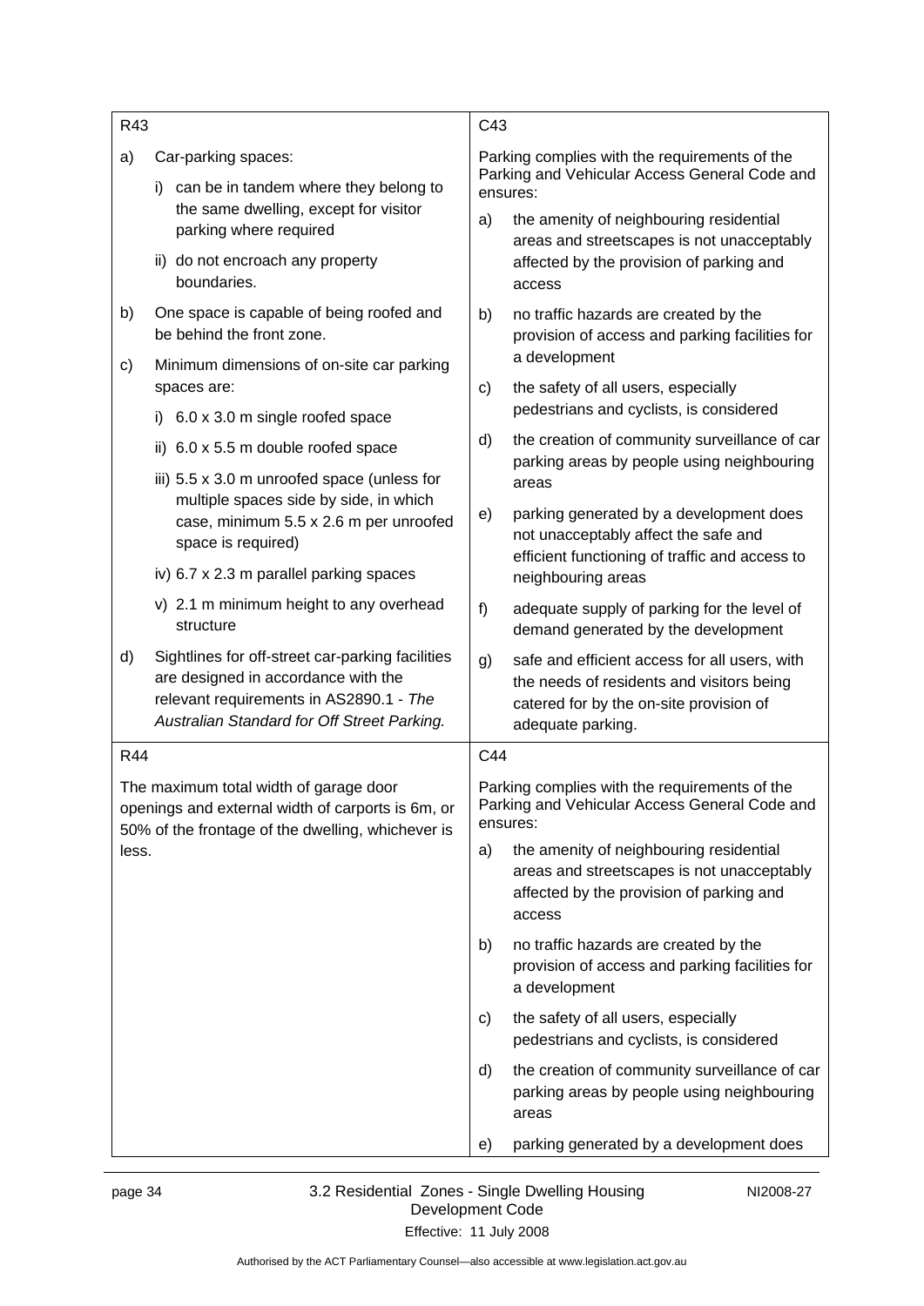| R43 | C43 |
|---|---|
| a) Car-parking spaces:<br>i) can be in tandem where they belong to the same dwelling, except for visitor parking where required<br>ii) do not encroach any property boundaries.<br>b) One space is capable of being roofed and be behind the front zone.<br>c) Minimum dimensions of on-site car parking spaces are:<br>i) 6.0 x 3.0 m single roofed space<br>ii) 6.0 x 5.5 m double roofed space<br>iii) 5.5 x 3.0 m unroofed space (unless for multiple spaces side by side, in which case, minimum 5.5 x 2.6 m per unroofed space is required)<br>iv) 6.7 x 2.3 m parallel parking spaces<br>v) 2.1 m minimum height to any overhead structure<br>d) Sightlines for off-street car-parking facilities are designed in accordance with the relevant requirements in AS2890.1 - *The Australian Standard for Off Street Parking*. | Parking complies with the requirements of the Parking and Vehicular Access General Code and ensures:<br>a) the amenity of neighbouring residential areas and streetscapes is not unacceptably affected by the provision of parking and access<br>b) no traffic hazards are created by the provision of access and parking facilities for a development<br>c) the safety of all users, especially pedestrians and cyclists, is considered<br>d) the creation of community surveillance of car parking areas by people using neighbouring areas<br>e) parking generated by a development does not unacceptably affect the safe and efficient functioning of traffic and access to neighbouring areas<br>f) adequate supply of parking for the level of demand generated by the development<br>g) safe and efficient access for all users, with the needs of residents and visitors being catered for by the on-site provision of adequate parking. |
| R44 | C44 |
| The maximum total width of garage door openings and external width of carports is 6m, or 50% of the frontage of the dwelling, whichever is less. | Parking complies with the requirements of the Parking and Vehicular Access General Code and ensures:<br>a) the amenity of neighbouring residential areas and streetscapes is not unacceptably affected by the provision of parking and access<br>b) no traffic hazards are created by the provision of access and parking facilities for a development<br>c) the safety of all users, especially pedestrians and cyclists, is considered<br>d) the creation of community surveillance of car parking areas by people using neighbouring areas<br>e) parking generated by a development does |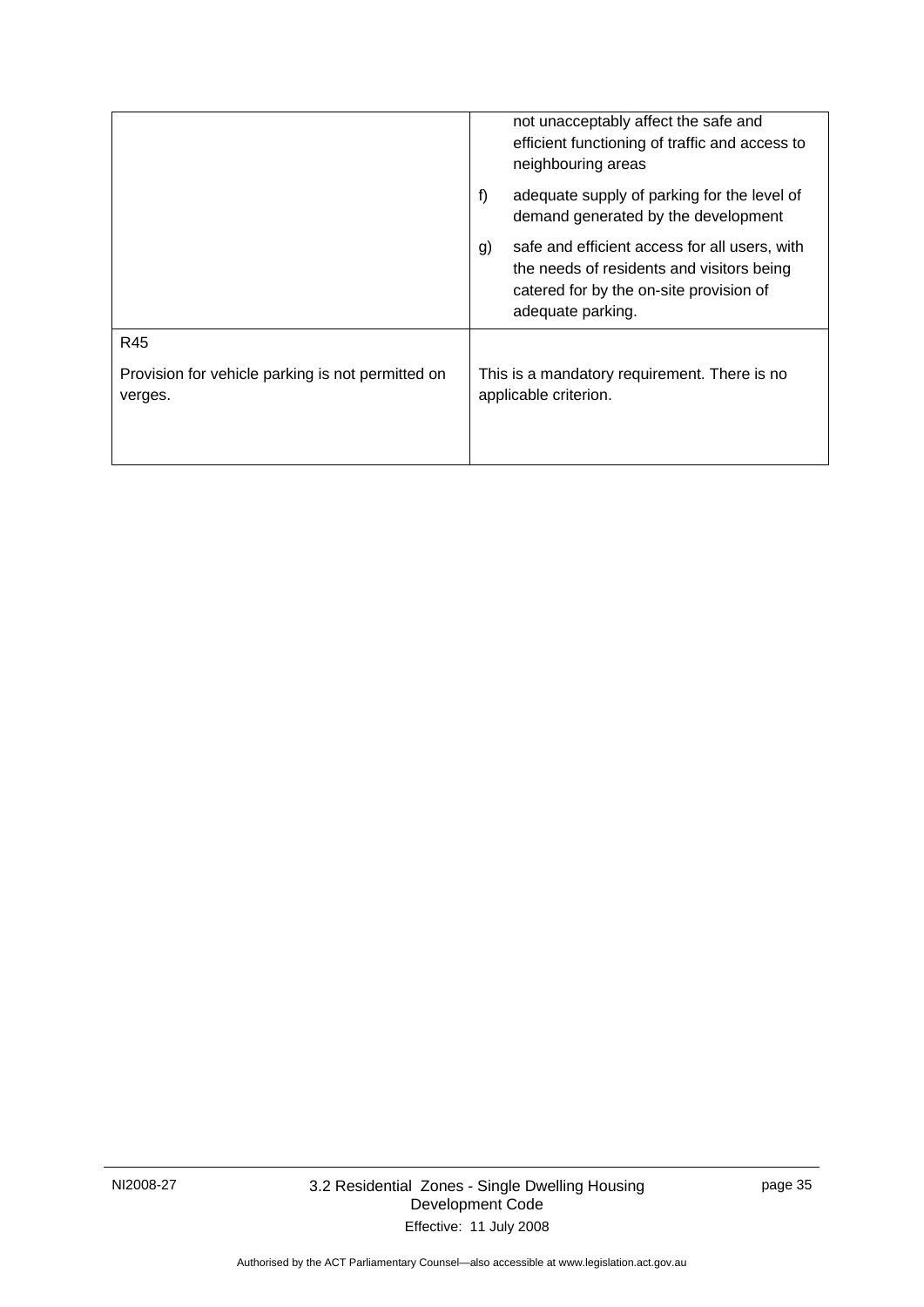| | |
|---|---|
| | not unacceptably affect the safe and efficient functioning of traffic and access to neighbouring areas<br><br>f) adequate supply of parking for the level of demand generated by the development<br><br>g) safe and efficient access for all users, with the needs of residents and visitors being catered for by the on-site provision of adequate parking. |
| R45<br><br>Provision for vehicle parking is not permitted on verges. | This is a mandatory requirement. There is no applicable criterion. |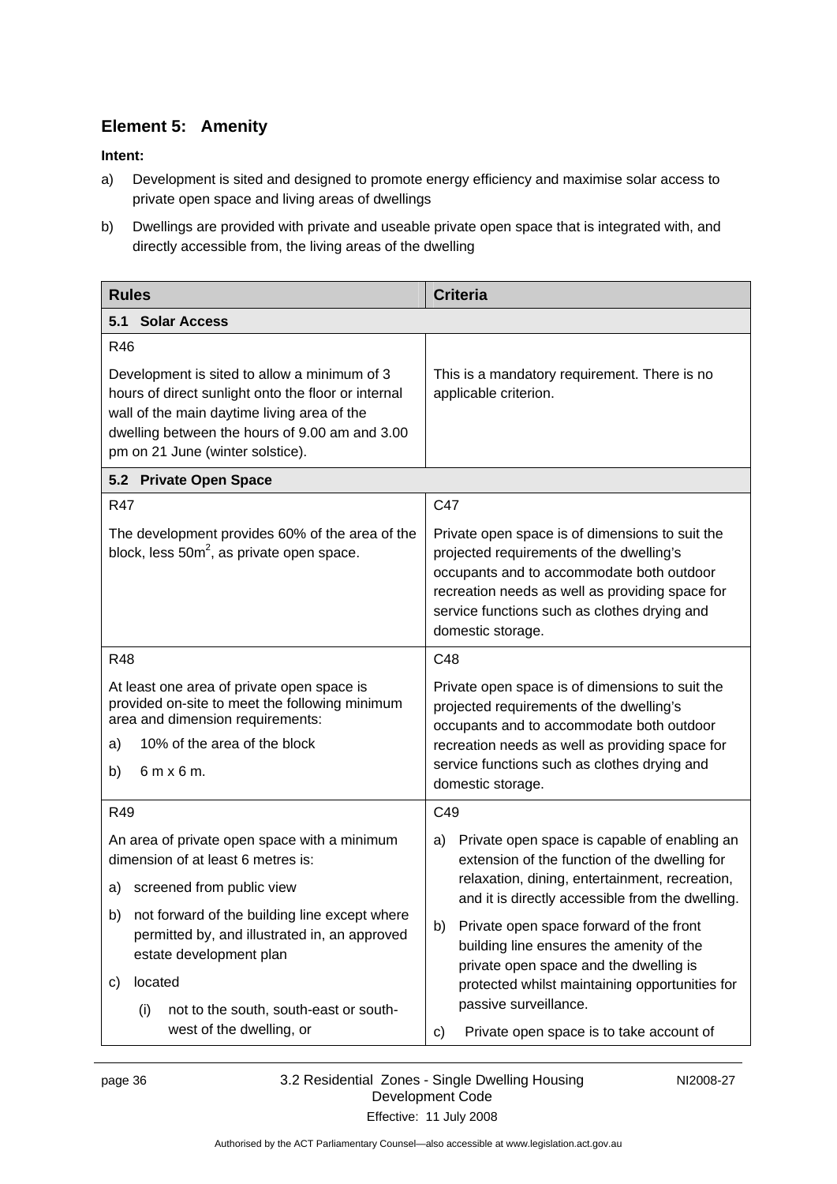## Element 5: Amenity

**Intent:**

a) Development is sited and designed to promote energy efficiency and maximise solar access to private open space and living areas of dwellings

b) Dwellings are provided with private and useable private open space that is integrated with, and directly accessible from, the living areas of the dwelling

| Rules | Criteria |
|---|---|
| **5.1 Solar Access** | |
| R46<br><br>Development is sited to allow a minimum of 3 hours of direct sunlight onto the floor or internal wall of the main daytime living area of the dwelling between the hours of 9.00 am and 3.00 pm on 21 June (winter solstice). | This is a mandatory requirement. There is no applicable criterion. |
| **5.2 Private Open Space** | |
| R47<br><br>The development provides 60% of the area of the block, less 50m$^2$, as private open space. | C47<br><br>Private open space is of dimensions to suit the projected requirements of the dwelling's occupants and to accommodate both outdoor recreation needs as well as providing space for service functions such as clothes drying and domestic storage. |
| R48<br><br>At least one area of private open space is provided on-site to meet the following minimum area and dimension requirements:<br>a) 10% of the area of the block<br>b) 6 m x 6 m. | C48<br><br>Private open space is of dimensions to suit the projected requirements of the dwelling's occupants and to accommodate both outdoor recreation needs as well as providing space for service functions such as clothes drying and domestic storage. |
| R49<br><br>An area of private open space with a minimum dimension of at least 6 metres is:<br>a) screened from public view<br>b) not forward of the building line except where permitted by, and illustrated in, an approved estate development plan<br>c) located<br>(i) not to the south, south-east or south-west of the dwelling, or | C49<br><br>a) Private open space is capable of enabling an extension of the function of the dwelling for relaxation, dining, entertainment, recreation, and it is directly accessible from the dwelling.<br>b) Private open space forward of the front building line ensures the amenity of the private open space and the dwelling is protected whilst maintaining opportunities for passive surveillance.<br>c) Private open space is to take account of |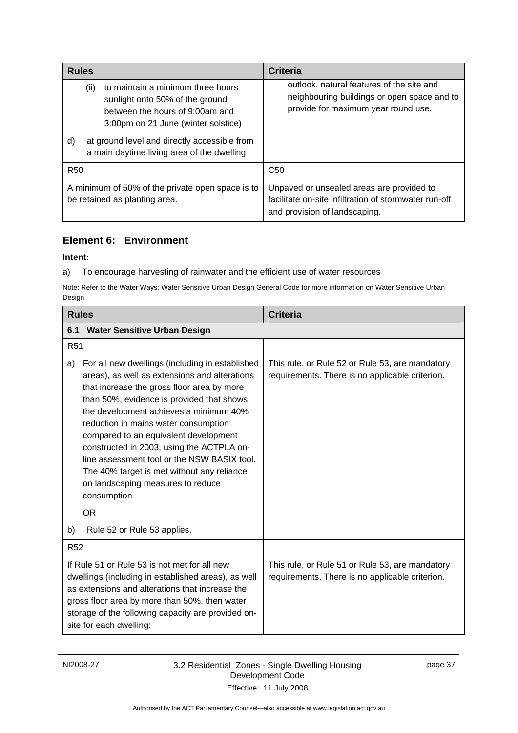| Rules | Criteria |
|---|---|
| (ii) to maintain a minimum three hours sunlight onto 50% of the ground between the hours of 9:00am and 3:00pm on 21 June (winter solstice)<br><br>d) at ground level and directly accessible from a main daytime living area of the dwelling | outlook, natural features of the site and neighbouring buildings or open space and to provide for maximum year round use. |
| R50<br><br>A minimum of 50% of the private open space is to be retained as planting area. | C50<br><br>Unpaved or unsealed areas are provided to facilitate on-site infiltration of stormwater run-off and provision of landscaping. |

## Element 6: Environment

**Intent:**

a) To encourage harvesting of rainwater and the efficient use of water resources

Note: Refer to the Water Ways: Water Sensitive Urban Design General Code for more information on Water Sensitive Urban Design

| Rules | Criteria |
|---|---|
| **6.1 Water Sensitive Urban Design** | |
| R51<br><br>a) For all new dwellings (including in established areas), as well as extensions and alterations that increase the gross floor area by more than 50%, evidence is provided that shows the development achieves a minimum 40% reduction in mains water consumption compared to an equivalent development constructed in 2003, using the ACTPLA on-line assessment tool or the NSW BASIX tool. The 40% target is met without any reliance on landscaping measures to reduce consumption<br><br>OR<br><br>b) Rule 52 or Rule 53 applies. | This rule, or Rule 52 or Rule 53, are mandatory requirements. There is no applicable criterion. |
| R52<br><br>If Rule 51 or Rule 53 is not met for all new dwellings (including in established areas), as well as extensions and alterations that increase the gross floor area by more than 50%, then water storage of the following capacity are provided on-site for each dwelling: | This rule, or Rule 51 or Rule 53, are mandatory requirements. There is no applicable criterion. |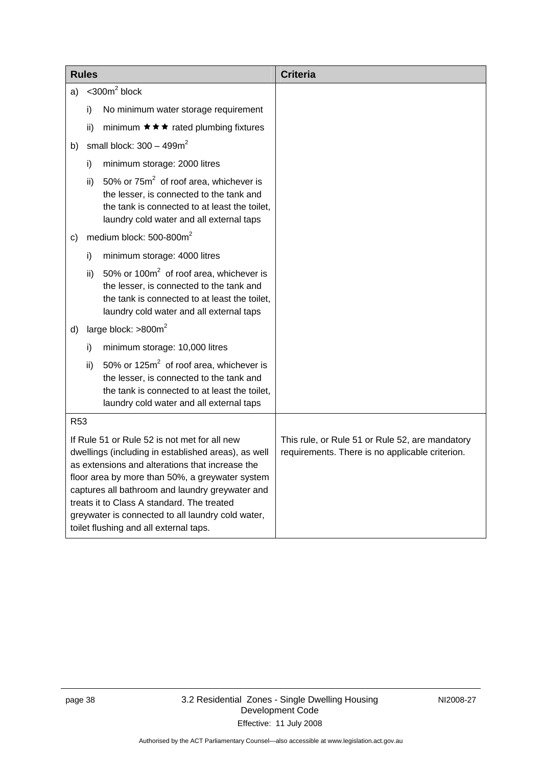| Rules | Criteria |
|---|---|
| a) <300m$^2$ block | |
| i) No minimum water storage requirement | |
| ii) minimum ★★★ rated plumbing fixtures | |
| b) small block: 300 – 499m$^2$ | |
| i) minimum storage: 2000 litres | |
| ii) 50% or 75m$^2$ of roof area, whichever is the lesser, is connected to the tank and the tank is connected to at least the toilet, laundry cold water and all external taps | |
| c) medium block: 500-800m$^2$ | |
| i) minimum storage: 4000 litres | |
| ii) 50% or 100m$^2$ of roof area, whichever is the lesser, is connected to the tank and the tank is connected to at least the toilet, laundry cold water and all external taps | |
| d) large block: >800m$^2$ | |
| i) minimum storage: 10,000 litres | |
| ii) 50% or 125m$^2$ of roof area, whichever is the lesser, is connected to the tank and the tank is connected to at least the toilet, laundry cold water and all external taps | |
| R53 | |
| If Rule 51 or Rule 52 is not met for all new dwellings (including in established areas), as well as extensions and alterations that increase the floor area by more than 50%, a greywater system captures all bathroom and laundry greywater and treats it to Class A standard. The treated greywater is connected to all laundry cold water, toilet flushing and all external taps. | This rule, or Rule 51 or Rule 52, are mandatory requirements. There is no applicable criterion. |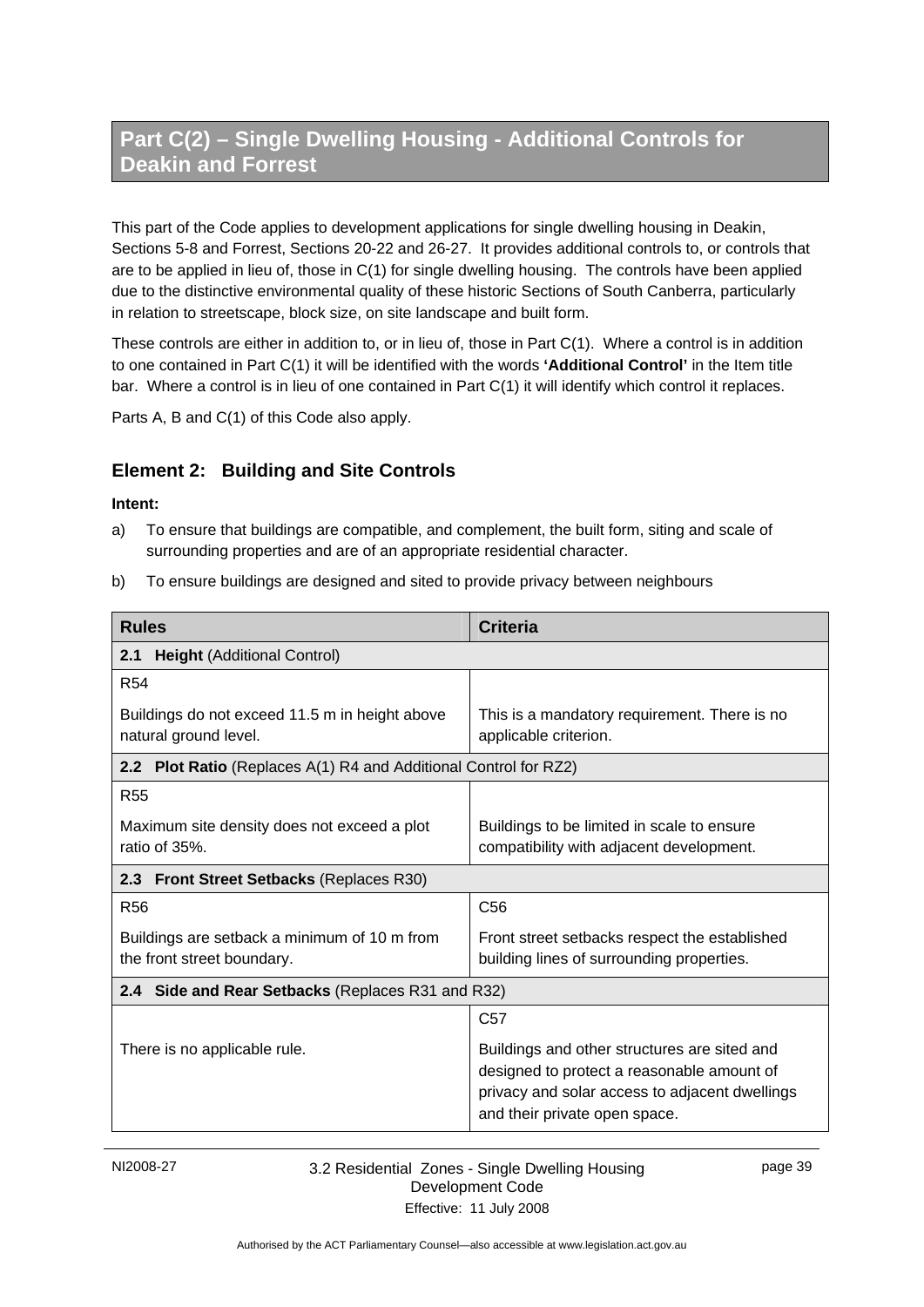# Part C(2) – Single Dwelling Housing - Additional Controls for Deakin and Forrest

This part of the Code applies to development applications for single dwelling housing in Deakin, Sections 5-8 and Forrest, Sections 20-22 and 26-27. It provides additional controls to, or controls that are to be applied in lieu of, those in C(1) for single dwelling housing. The controls have been applied due to the distinctive environmental quality of these historic Sections of South Canberra, particularly in relation to streetscape, block size, on site landscape and built form.

These controls are either in addition to, or in lieu of, those in Part C(1). Where a control is in addition to one contained in Part C(1) it will be identified with the words **'Additional Control'** in the Item title bar. Where a control is in lieu of one contained in Part C(1) it will identify which control it replaces.

Parts A, B and C(1) of this Code also apply.

## Element 2: Building and Site Controls

**Intent:**

a) To ensure that buildings are compatible, and complement, the built form, siting and scale of surrounding properties and are of an appropriate residential character.

b) To ensure buildings are designed and sited to provide privacy between neighbours

| Rules | Criteria |
|---|---|
| **2.1 Height** (Additional Control) | |
| R54<br><br>Buildings do not exceed 11.5 m in height above natural ground level. | This is a mandatory requirement. There is no applicable criterion. |
| **2.2 Plot Ratio** (Replaces A(1) R4 and Additional Control for RZ2) | |
| R55<br><br>Maximum site density does not exceed a plot ratio of 35%. | Buildings to be limited in scale to ensure compatibility with adjacent development. |
| **2.3 Front Street Setbacks** (Replaces R30) | |
| R56<br><br>Buildings are setback a minimum of 10 m from the front street boundary. | C56<br><br>Front street setbacks respect the established building lines of surrounding properties. |
| **2.4 Side and Rear Setbacks** (Replaces R31 and R32) | |
| There is no applicable rule. | C57<br><br>Buildings and other structures are sited and designed to protect a reasonable amount of privacy and solar access to adjacent dwellings and their private open space. |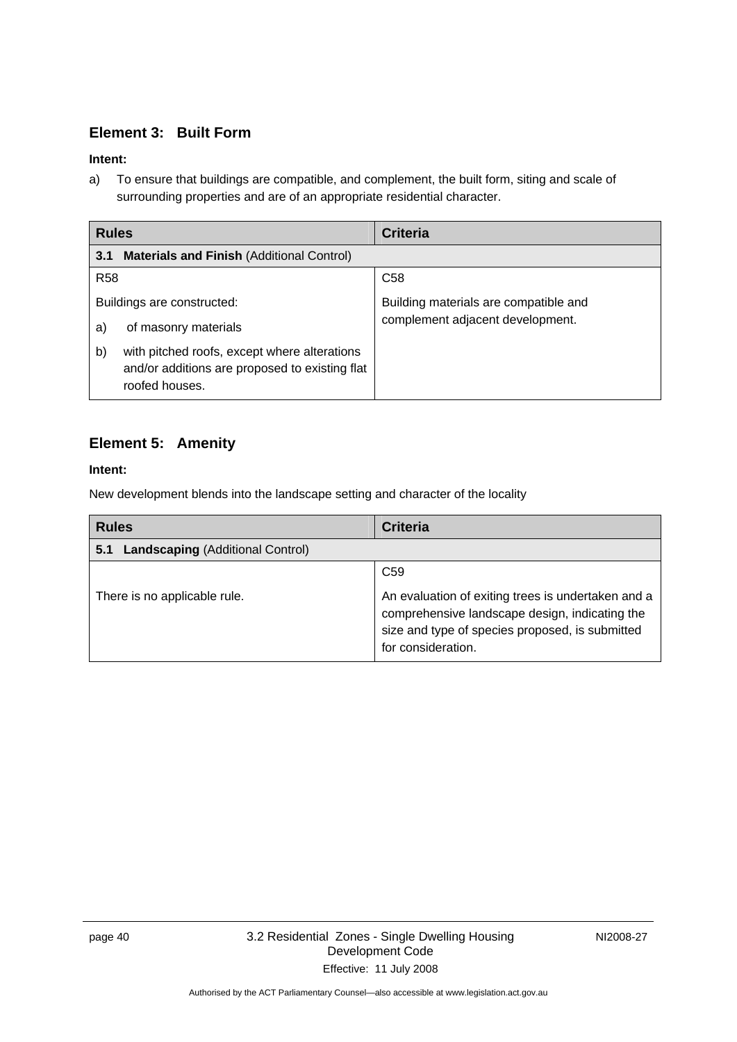## Element 3: Built Form

**Intent:**

a) To ensure that buildings are compatible, and complement, the built form, siting and scale of surrounding properties and are of an appropriate residential character.

| Rules | Criteria |
|---|---|
| **3.1 Materials and Finish** (Additional Control) | |
| R58<br><br>Buildings are constructed:<br><br>a) of masonry materials<br><br>b) with pitched roofs, except where alterations and/or additions are proposed to existing flat roofed houses. | C58<br><br>Building materials are compatible and complement adjacent development. |

## Element 5: Amenity

**Intent:**

New development blends into the landscape setting and character of the locality

| Rules | Criteria |
|---|---|
| **5.1 Landscaping** (Additional Control) | |
| There is no applicable rule. | C59<br><br>An evaluation of exiting trees is undertaken and a comprehensive landscape design, indicating the size and type of species proposed, is submitted for consideration. |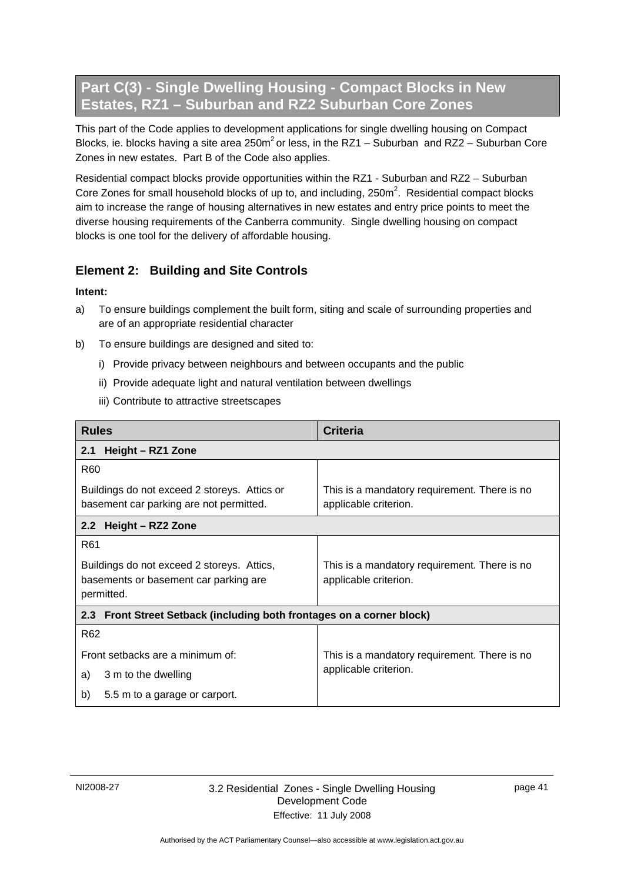## Part C(3) - Single Dwelling Housing - Compact Blocks in New Estates, RZ1 – Suburban and RZ2 Suburban Core Zones

This part of the Code applies to development applications for single dwelling housing on Compact Blocks, ie. blocks having a site area 250m$^2$ or less, in the RZ1 – Suburban and RZ2 – Suburban Core Zones in new estates. Part B of the Code also applies.

Residential compact blocks provide opportunities within the RZ1 - Suburban and RZ2 – Suburban Core Zones for small household blocks of up to, and including, 250m$^2$. Residential compact blocks aim to increase the range of housing alternatives in new estates and entry price points to meet the diverse housing requirements of the Canberra community. Single dwelling housing on compact blocks is one tool for the delivery of affordable housing.

### Element 2: Building and Site Controls

**Intent:**

a) To ensure buildings complement the built form, siting and scale of surrounding properties and are of an appropriate residential character

b) To ensure buildings are designed and sited to:

  i) Provide privacy between neighbours and between occupants and the public

  ii) Provide adequate light and natural ventilation between dwellings

  iii) Contribute to attractive streetscapes

| Rules | Criteria |
|---|---|
| **2.1 Height – RZ1 Zone** | |
| R60<br><br>Buildings do not exceed 2 storeys. Attics or basement car parking are not permitted. | This is a mandatory requirement. There is no applicable criterion. |
| **2.2 Height – RZ2 Zone** | |
| R61<br><br>Buildings do not exceed 2 storeys. Attics, basements or basement car parking are permitted. | This is a mandatory requirement. There is no applicable criterion. |
| **2.3 Front Street Setback (including both frontages on a corner block)** | |
| R62<br><br>Front setbacks are a minimum of:<br>a) 3 m to the dwelling<br>b) 5.5 m to a garage or carport. | This is a mandatory requirement. There is no applicable criterion. |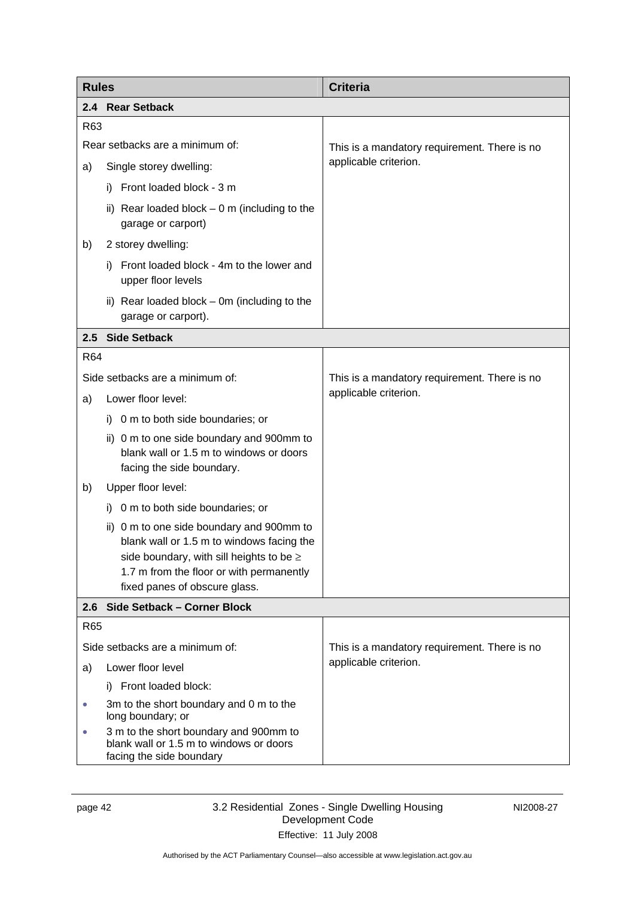| Rules | Criteria |
| --- | --- |
| **2.4 Rear Setback** | |
| R63<br><br>Rear setbacks are a minimum of:<br><br>a) Single storey dwelling:<br>i) Front loaded block - 3 m<br>ii) Rear loaded block – 0 m (including to the garage or carport)<br><br>b) 2 storey dwelling:<br>i) Front loaded block - 4m to the lower and upper floor levels<br>ii) Rear loaded block – 0m (including to the garage or carport). | This is a mandatory requirement. There is no applicable criterion. |
| **2.5 Side Setback** | |
| R64<br><br>Side setbacks are a minimum of:<br><br>a) Lower floor level:<br>i) 0 m to both side boundaries; or<br>ii) 0 m to one side boundary and 900mm to blank wall or 1.5 m to windows or doors facing the side boundary.<br><br>b) Upper floor level:<br>i) 0 m to both side boundaries; or<br>ii) 0 m to one side boundary and 900mm to blank wall or 1.5 m to windows facing the side boundary, with sill heights to be ≥ 1.7 m from the floor or with permanently fixed panes of obscure glass. | This is a mandatory requirement. There is no applicable criterion. |
| **2.6 Side Setback – Corner Block** | |
| R65<br><br>Side setbacks are a minimum of:<br><br>a) Lower floor level<br>i) Front loaded block:<br>• 3m to the short boundary and 0 m to the long boundary; or<br>• 3 m to the short boundary and 900mm to blank wall or 1.5 m to windows or doors facing the side boundary | This is a mandatory requirement. There is no applicable criterion. |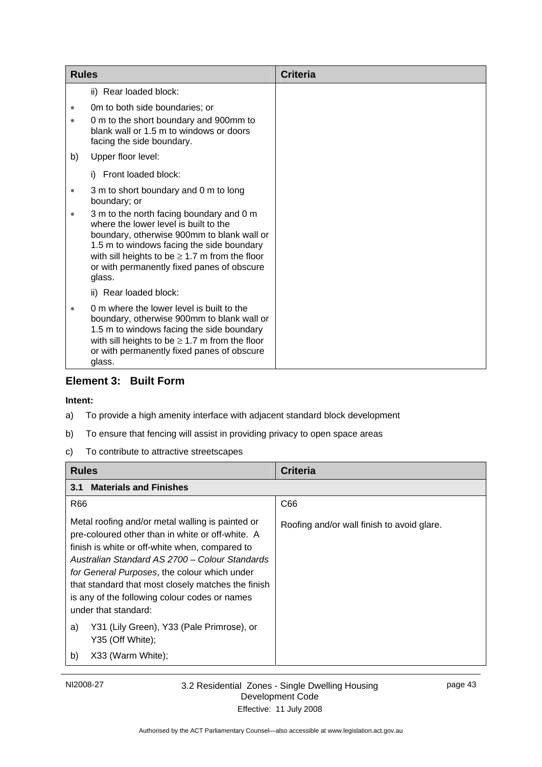| Rules | Criteria |
| --- | --- |
| ii) Rear loaded block:<br>• 0m to both side boundaries; or<br>• 0 m to the short boundary and 900mm to blank wall or 1.5 m to windows or doors facing the side boundary.<br>b) Upper floor level:<br>i) Front loaded block:<br>• 3 m to short boundary and 0 m to long boundary; or<br>• 3 m to the north facing boundary and 0 m where the lower level is built to the boundary, otherwise 900mm to blank wall or 1.5 m to windows facing the side boundary with sill heights to be ≥ 1.7 m from the floor or with permanently fixed panes of obscure glass.<br>ii) Rear loaded block:<br>• 0 m where the lower level is built to the boundary, otherwise 900mm to blank wall or 1.5 m to windows facing the side boundary with sill heights to be ≥ 1.7 m from the floor or with permanently fixed panes of obscure glass. | |

## Element 3: Built Form

**Intent:**

a) To provide a high amenity interface with adjacent standard block development

b) To ensure that fencing will assist in providing privacy to open space areas

c) To contribute to attractive streetscapes

| Rules | Criteria |
| --- | --- |
| **3.1 Materials and Finishes** | |
| R66<br><br>Metal roofing and/or metal walling is painted or pre-coloured other than in white or off-white. A finish is white or off-white when, compared to *Australian Standard AS 2700 – Colour Standards for General Purposes*, the colour which under that standard that most closely matches the finish is any of the following colour codes or names under that standard:<br>a) Y31 (Lily Green), Y33 (Pale Primrose), or Y35 (Off White);<br>b) X33 (Warm White); | C66<br><br>Roofing and/or wall finish to avoid glare. |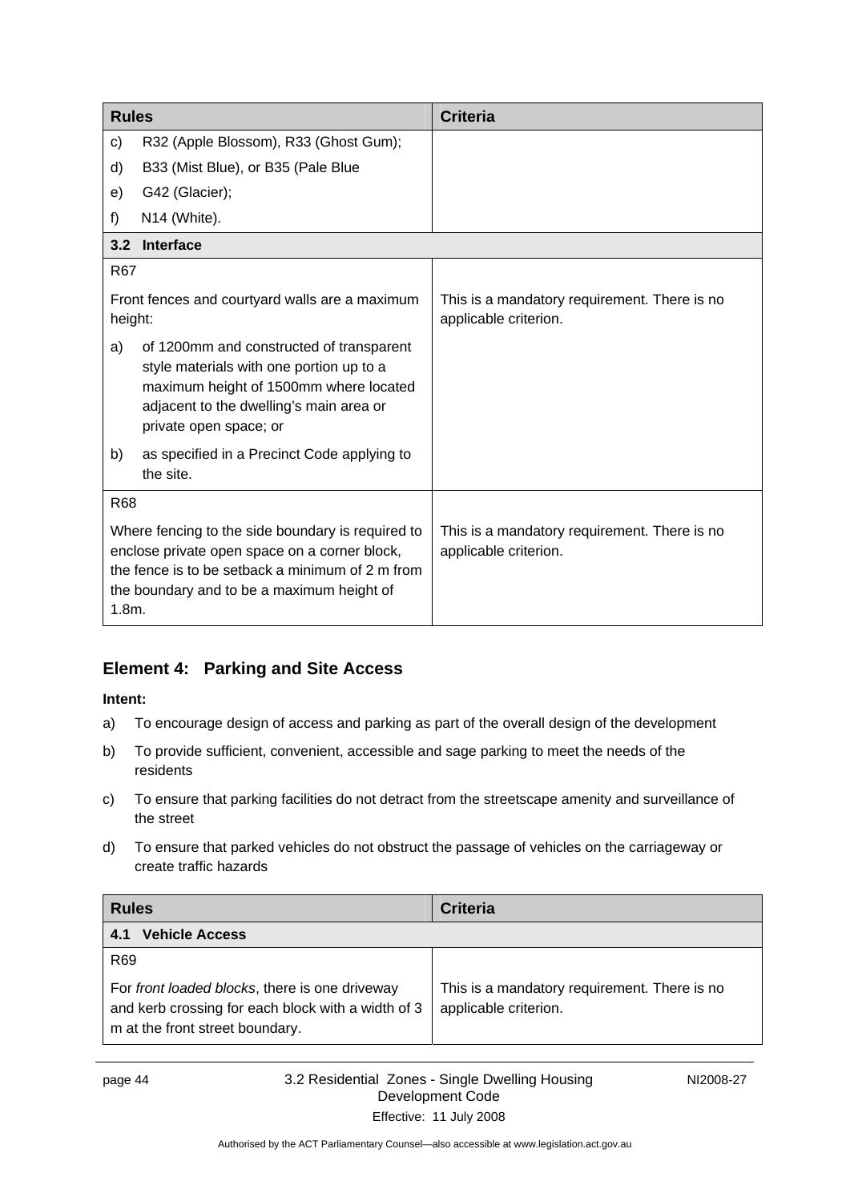| Rules | Criteria |
|---|---|
| c) R32 (Apple Blossom), R33 (Ghost Gum); | |
| d) B33 (Mist Blue), or B35 (Pale Blue | |
| e) G42 (Glacier); | |
| f) N14 (White). | |
| **3.2 Interface** | |
| R67<br><br>Front fences and courtyard walls are a maximum height:<br><br>a) of 1200mm and constructed of transparent style materials with one portion up to a maximum height of 1500mm where located adjacent to the dwelling's main area or private open space; or<br><br>b) as specified in a Precinct Code applying to the site. | This is a mandatory requirement. There is no applicable criterion. |
| R68<br><br>Where fencing to the side boundary is required to enclose private open space on a corner block, the fence is to be setback a minimum of 2 m from the boundary and to be a maximum height of 1.8m. | This is a mandatory requirement. There is no applicable criterion. |

## Element 4: Parking and Site Access

**Intent:**

a) To encourage design of access and parking as part of the overall design of the development

b) To provide sufficient, convenient, accessible and sage parking to meet the needs of the residents

c) To ensure that parking facilities do not detract from the streetscape amenity and surveillance of the street

d) To ensure that parked vehicles do not obstruct the passage of vehicles on the carriageway or create traffic hazards

| Rules | Criteria |
|---|---|
| **4.1 Vehicle Access** | |
| R69<br><br>For *front loaded blocks*, there is one driveway and kerb crossing for each block with a width of 3 m at the front street boundary. | This is a mandatory requirement. There is no applicable criterion. |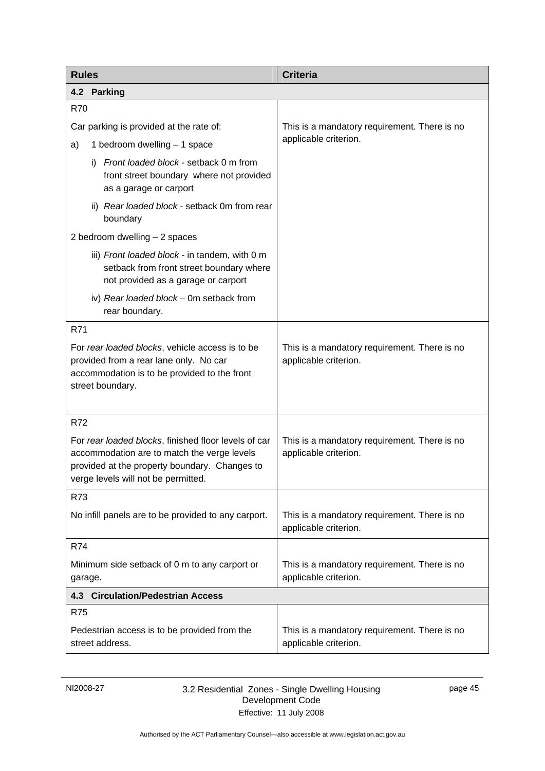| Rules | Criteria |
|---|---|
| **4.2 Parking** | |
| R70<br><br>Car parking is provided at the rate of:<br><br>a) 1 bedroom dwelling – 1 space<br><br>i) *Front loaded block* - setback 0 m from front street boundary where not provided as a garage or carport<br><br>ii) *Rear loaded block* - setback 0m from rear boundary<br><br>2 bedroom dwelling – 2 spaces<br><br>iii) *Front loaded block* - in tandem, with 0 m setback from front street boundary where not provided as a garage or carport<br><br>iv) *Rear loaded block* – 0m setback from rear boundary. | This is a mandatory requirement. There is no applicable criterion. |
| R71<br><br>For *rear loaded blocks*, vehicle access is to be provided from a rear lane only. No car accommodation is to be provided to the front street boundary. | This is a mandatory requirement. There is no applicable criterion. |
| R72<br><br>For *rear loaded blocks*, finished floor levels of car accommodation are to match the verge levels provided at the property boundary. Changes to verge levels will not be permitted. | This is a mandatory requirement. There is no applicable criterion. |
| R73<br><br>No infill panels are to be provided to any carport. | This is a mandatory requirement. There is no applicable criterion. |
| R74<br><br>Minimum side setback of 0 m to any carport or garage. | This is a mandatory requirement. There is no applicable criterion. |
| **4.3 Circulation/Pedestrian Access** | |
| R75<br><br>Pedestrian access is to be provided from the street address. | This is a mandatory requirement. There is no applicable criterion. |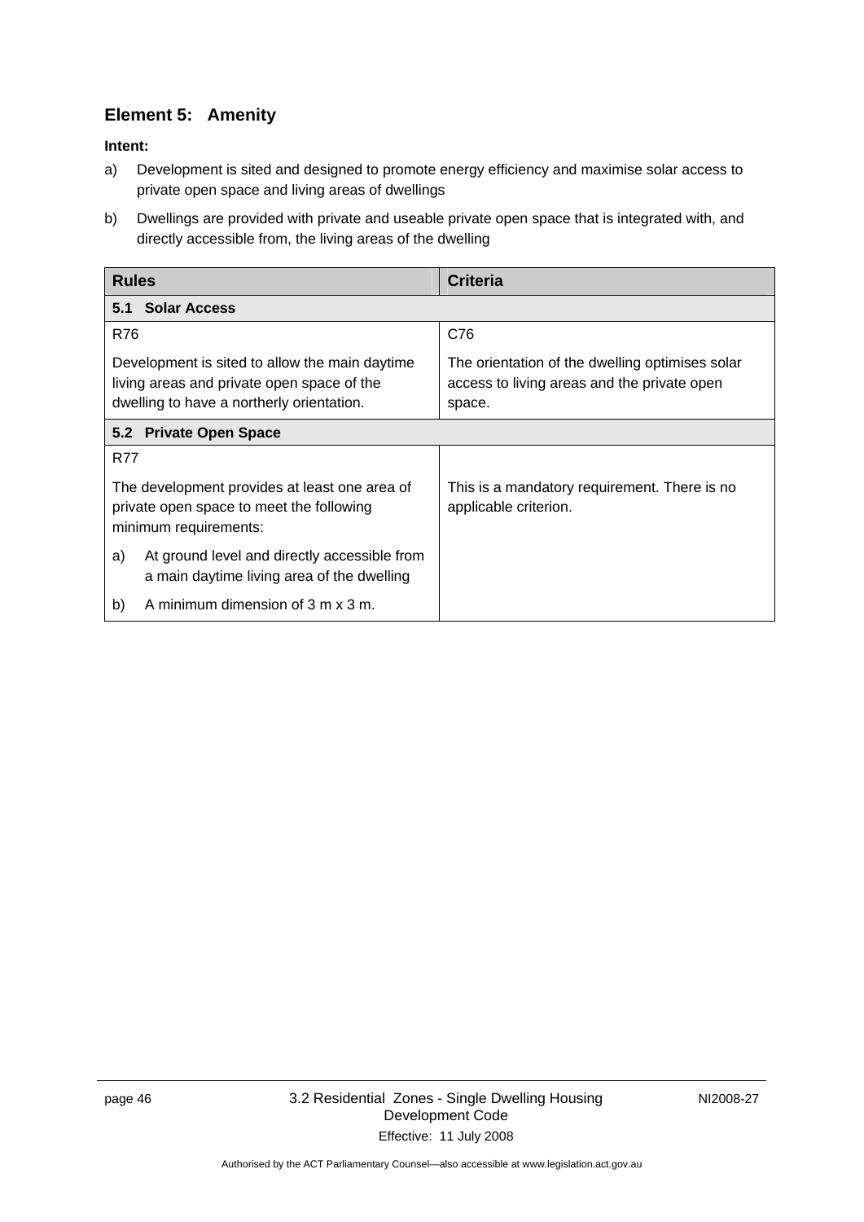## Element 5: Amenity

**Intent:**

a) Development is sited and designed to promote energy efficiency and maximise solar access to private open space and living areas of dwellings

b) Dwellings are provided with private and useable private open space that is integrated with, and directly accessible from, the living areas of the dwelling

| Rules | Criteria |
|---|---|
| **5.1 Solar Access** | |
| R76<br><br>Development is sited to allow the main daytime living areas and private open space of the dwelling to have a northerly orientation. | C76<br><br>The orientation of the dwelling optimises solar access to living areas and the private open space. |
| **5.2 Private Open Space** | |
| R77<br><br>The development provides at least one area of private open space to meet the following minimum requirements:<br><br>a) At ground level and directly accessible from a main daytime living area of the dwelling<br><br>b) A minimum dimension of 3 m x 3 m. | This is a mandatory requirement. There is no applicable criterion. |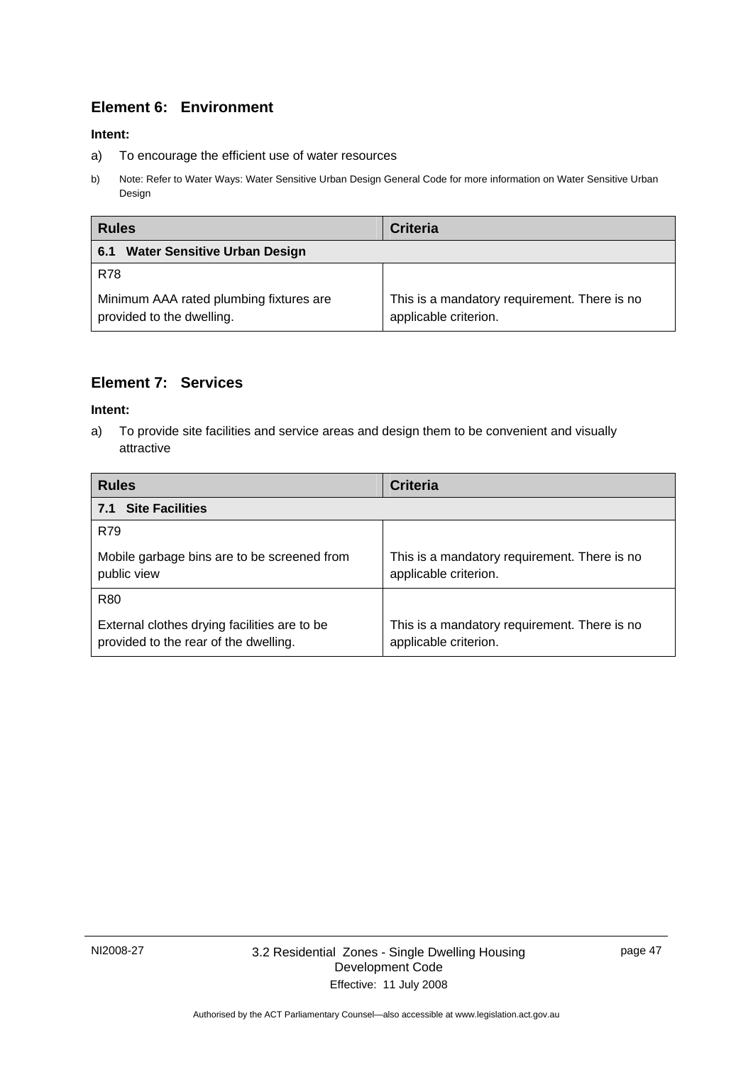## Element 6: Environment

**Intent:**

a) To encourage the efficient use of water resources

b) Note: Refer to Water Ways: Water Sensitive Urban Design General Code for more information on Water Sensitive Urban Design

| Rules | Criteria |
|---|---|
| **6.1 Water Sensitive Urban Design** | |
| R78<br><br>Minimum AAA rated plumbing fixtures are provided to the dwelling. | This is a mandatory requirement. There is no applicable criterion. |

## Element 7: Services

**Intent:**

a) To provide site facilities and service areas and design them to be convenient and visually attractive

| Rules | Criteria |
|---|---|
| **7.1 Site Facilities** | |
| R79<br><br>Mobile garbage bins are to be screened from public view | This is a mandatory requirement. There is no applicable criterion. |
| R80<br><br>External clothes drying facilities are to be provided to the rear of the dwelling. | This is a mandatory requirement. There is no applicable criterion. |